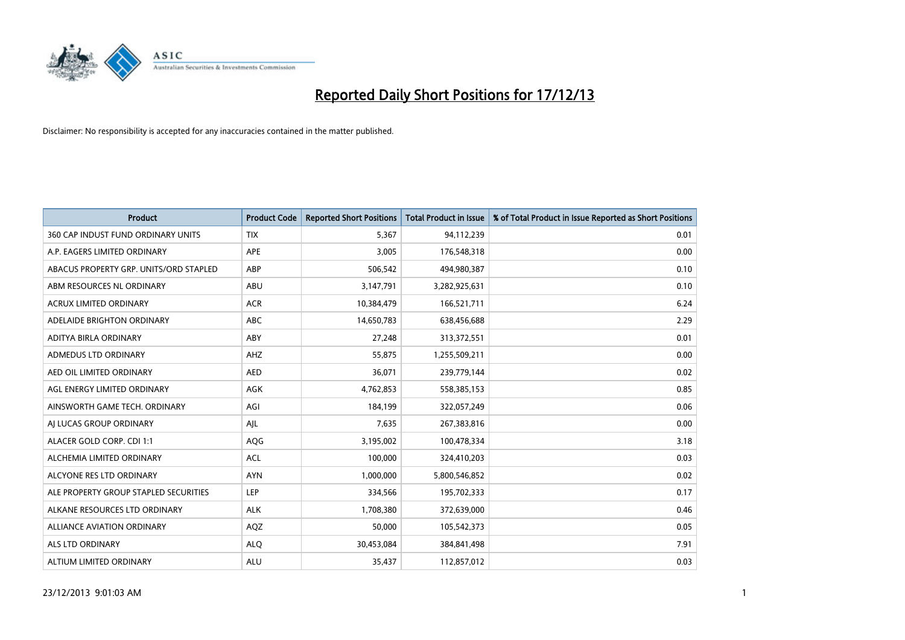# Reported Daily Short Positions for 17/12/13

Disclaimer: No responsibility is accepted for any inaccuracies contained in the matter published.

| Product | Product Code | Reported Short Positions | Total Product in Issue | % of Total Product in Issue Reported as Short Positions |
|---|---|---|---|---|
| 360 CAP INDUST FUND ORDINARY UNITS | TIX | 5,367 | 94,112,239 | 0.01 |
| A.P. EAGERS LIMITED ORDINARY | APE | 3,005 | 176,548,318 | 0.00 |
| ABACUS PROPERTY GRP. UNITS/ORD STAPLED | ABP | 506,542 | 494,980,387 | 0.10 |
| ABM RESOURCES NL ORDINARY | ABU | 3,147,791 | 3,282,925,631 | 0.10 |
| ACRUX LIMITED ORDINARY | ACR | 10,384,479 | 166,521,711 | 6.24 |
| ADELAIDE BRIGHTON ORDINARY | ABC | 14,650,783 | 638,456,688 | 2.29 |
| ADITYA BIRLA ORDINARY | ABY | 27,248 | 313,372,551 | 0.01 |
| ADMEDUS LTD ORDINARY | AHZ | 55,875 | 1,255,509,211 | 0.00 |
| AED OIL LIMITED ORDINARY | AED | 36,071 | 239,779,144 | 0.02 |
| AGL ENERGY LIMITED ORDINARY | AGK | 4,762,853 | 558,385,153 | 0.85 |
| AINSWORTH GAME TECH. ORDINARY | AGI | 184,199 | 322,057,249 | 0.06 |
| AJ LUCAS GROUP ORDINARY | AJL | 7,635 | 267,383,816 | 0.00 |
| ALACER GOLD CORP. CDI 1:1 | AQG | 3,195,002 | 100,478,334 | 3.18 |
| ALCHEMIA LIMITED ORDINARY | ACL | 100,000 | 324,410,203 | 0.03 |
| ALCYONE RES LTD ORDINARY | AYN | 1,000,000 | 5,800,546,852 | 0.02 |
| ALE PROPERTY GROUP STAPLED SECURITIES | LEP | 334,566 | 195,702,333 | 0.17 |
| ALKANE RESOURCES LTD ORDINARY | ALK | 1,708,380 | 372,639,000 | 0.46 |
| ALLIANCE AVIATION ORDINARY | AQZ | 50,000 | 105,542,373 | 0.05 |
| ALS LTD ORDINARY | ALQ | 30,453,084 | 384,841,498 | 7.91 |
| ALTIUM LIMITED ORDINARY | ALU | 35,437 | 112,857,012 | 0.03 |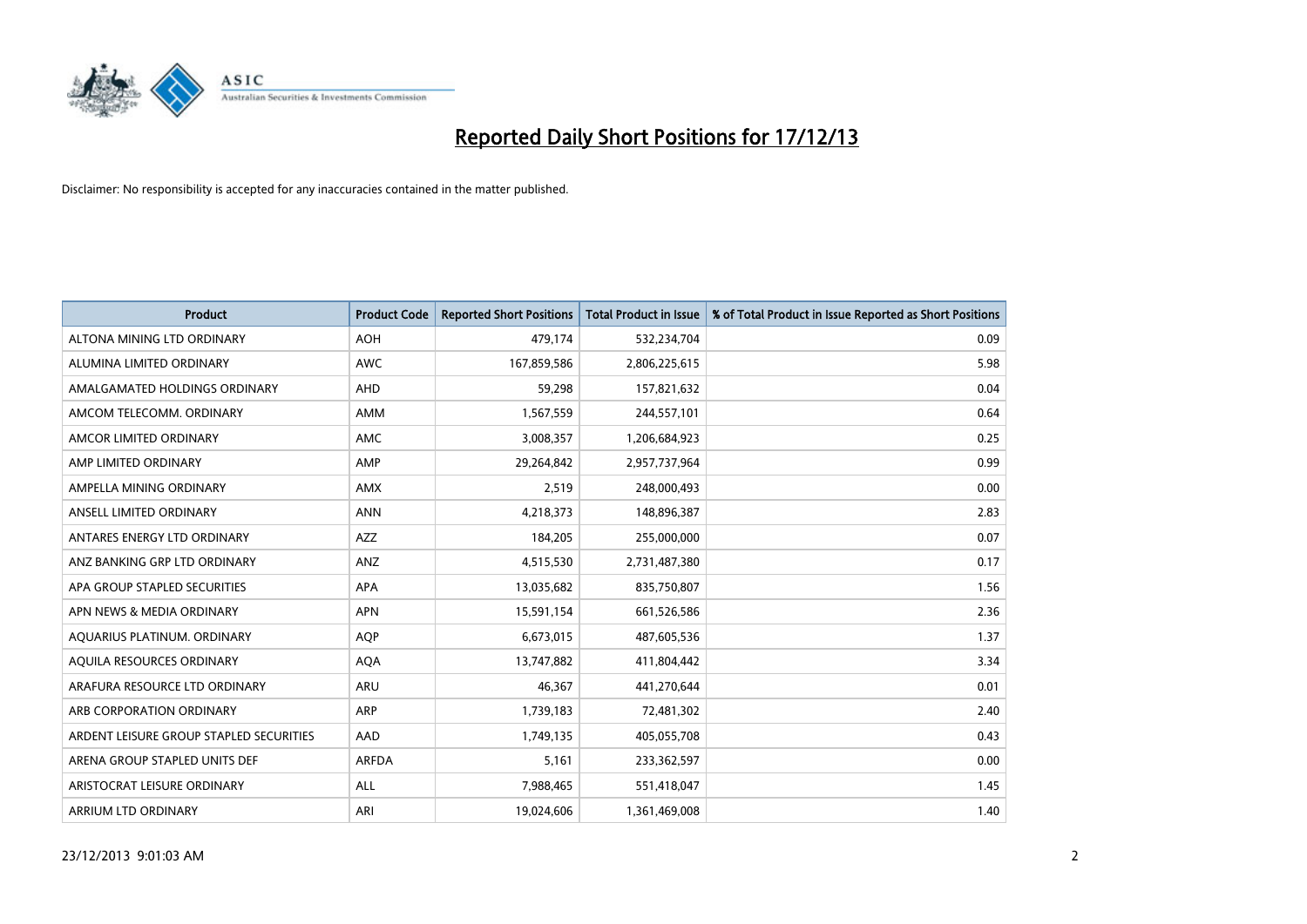# Reported Daily Short Positions for 17/12/13

Disclaimer: No responsibility is accepted for any inaccuracies contained in the matter published.

| Product | Product Code | Reported Short Positions | Total Product in Issue | % of Total Product in Issue Reported as Short Positions |
|---|---|---|---|---|
| ALTONA MINING LTD ORDINARY | AOH | 479,174 | 532,234,704 | 0.09 |
| ALUMINA LIMITED ORDINARY | AWC | 167,859,586 | 2,806,225,615 | 5.98 |
| AMALGAMATED HOLDINGS ORDINARY | AHD | 59,298 | 157,821,632 | 0.04 |
| AMCOM TELECOMM. ORDINARY | AMM | 1,567,559 | 244,557,101 | 0.64 |
| AMCOR LIMITED ORDINARY | AMC | 3,008,357 | 1,206,684,923 | 0.25 |
| AMP LIMITED ORDINARY | AMP | 29,264,842 | 2,957,737,964 | 0.99 |
| AMPELLA MINING ORDINARY | AMX | 2,519 | 248,000,493 | 0.00 |
| ANSELL LIMITED ORDINARY | ANN | 4,218,373 | 148,896,387 | 2.83 |
| ANTARES ENERGY LTD ORDINARY | AZZ | 184,205 | 255,000,000 | 0.07 |
| ANZ BANKING GRP LTD ORDINARY | ANZ | 4,515,530 | 2,731,487,380 | 0.17 |
| APA GROUP STAPLED SECURITIES | APA | 13,035,682 | 835,750,807 | 1.56 |
| APN NEWS & MEDIA ORDINARY | APN | 15,591,154 | 661,526,586 | 2.36 |
| AQUARIUS PLATINUM. ORDINARY | AQP | 6,673,015 | 487,605,536 | 1.37 |
| AQUILA RESOURCES ORDINARY | AQA | 13,747,882 | 411,804,442 | 3.34 |
| ARAFURA RESOURCE LTD ORDINARY | ARU | 46,367 | 441,270,644 | 0.01 |
| ARB CORPORATION ORDINARY | ARP | 1,739,183 | 72,481,302 | 2.40 |
| ARDENT LEISURE GROUP STAPLED SECURITIES | AAD | 1,749,135 | 405,055,708 | 0.43 |
| ARENA GROUP STAPLED UNITS DEF | ARFDA | 5,161 | 233,362,597 | 0.00 |
| ARISTOCRAT LEISURE ORDINARY | ALL | 7,988,465 | 551,418,047 | 1.45 |
| ARRIUM LTD ORDINARY | ARI | 19,024,606 | 1,361,469,008 | 1.40 |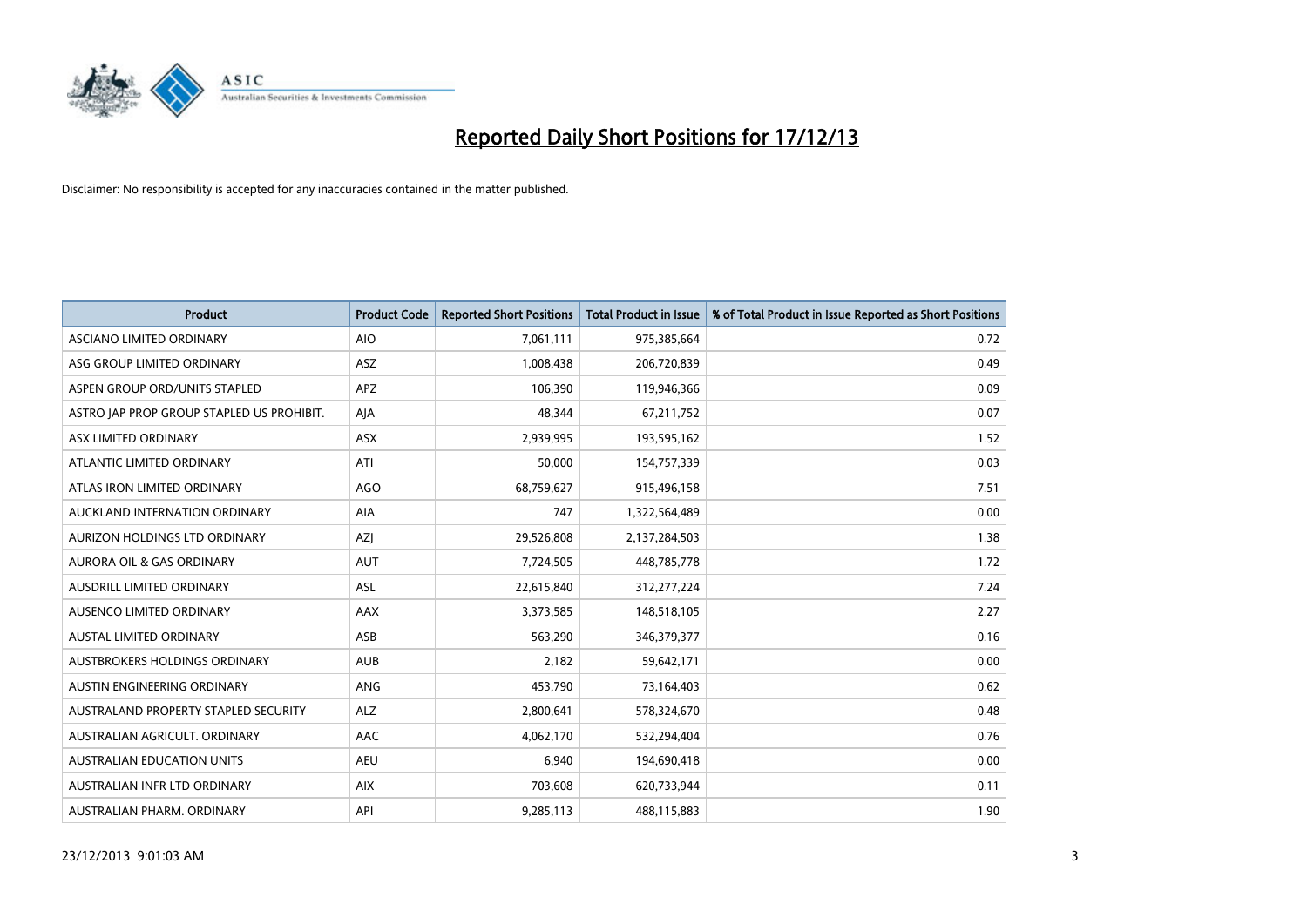# Reported Daily Short Positions for 17/12/13

Disclaimer: No responsibility is accepted for any inaccuracies contained in the matter published.

| Product | Product Code | Reported Short Positions | Total Product in Issue | % of Total Product in Issue Reported as Short Positions |
|---|---|---|---|---|
| ASCIANO LIMITED ORDINARY | AIO | 7,061,111 | 975,385,664 | 0.72 |
| ASG GROUP LIMITED ORDINARY | ASZ | 1,008,438 | 206,720,839 | 0.49 |
| ASPEN GROUP ORD/UNITS STAPLED | APZ | 106,390 | 119,946,366 | 0.09 |
| ASTRO JAP PROP GROUP STAPLED US PROHIBIT. | AJA | 48,344 | 67,211,752 | 0.07 |
| ASX LIMITED ORDINARY | ASX | 2,939,995 | 193,595,162 | 1.52 |
| ATLANTIC LIMITED ORDINARY | ATI | 50,000 | 154,757,339 | 0.03 |
| ATLAS IRON LIMITED ORDINARY | AGO | 68,759,627 | 915,496,158 | 7.51 |
| AUCKLAND INTERNATION ORDINARY | AIA | 747 | 1,322,564,489 | 0.00 |
| AURIZON HOLDINGS LTD ORDINARY | AZJ | 29,526,808 | 2,137,284,503 | 1.38 |
| AURORA OIL & GAS ORDINARY | AUT | 7,724,505 | 448,785,778 | 1.72 |
| AUSDRILL LIMITED ORDINARY | ASL | 22,615,840 | 312,277,224 | 7.24 |
| AUSENCO LIMITED ORDINARY | AAX | 3,373,585 | 148,518,105 | 2.27 |
| AUSTAL LIMITED ORDINARY | ASB | 563,290 | 346,379,377 | 0.16 |
| AUSTBROKERS HOLDINGS ORDINARY | AUB | 2,182 | 59,642,171 | 0.00 |
| AUSTIN ENGINEERING ORDINARY | ANG | 453,790 | 73,164,403 | 0.62 |
| AUSTRALAND PROPERTY STAPLED SECURITY | ALZ | 2,800,641 | 578,324,670 | 0.48 |
| AUSTRALIAN AGRICULT. ORDINARY | AAC | 4,062,170 | 532,294,404 | 0.76 |
| AUSTRALIAN EDUCATION UNITS | AEU | 6,940 | 194,690,418 | 0.00 |
| AUSTRALIAN INFR LTD ORDINARY | AIX | 703,608 | 620,733,944 | 0.11 |
| AUSTRALIAN PHARM. ORDINARY | API | 9,285,113 | 488,115,883 | 1.90 |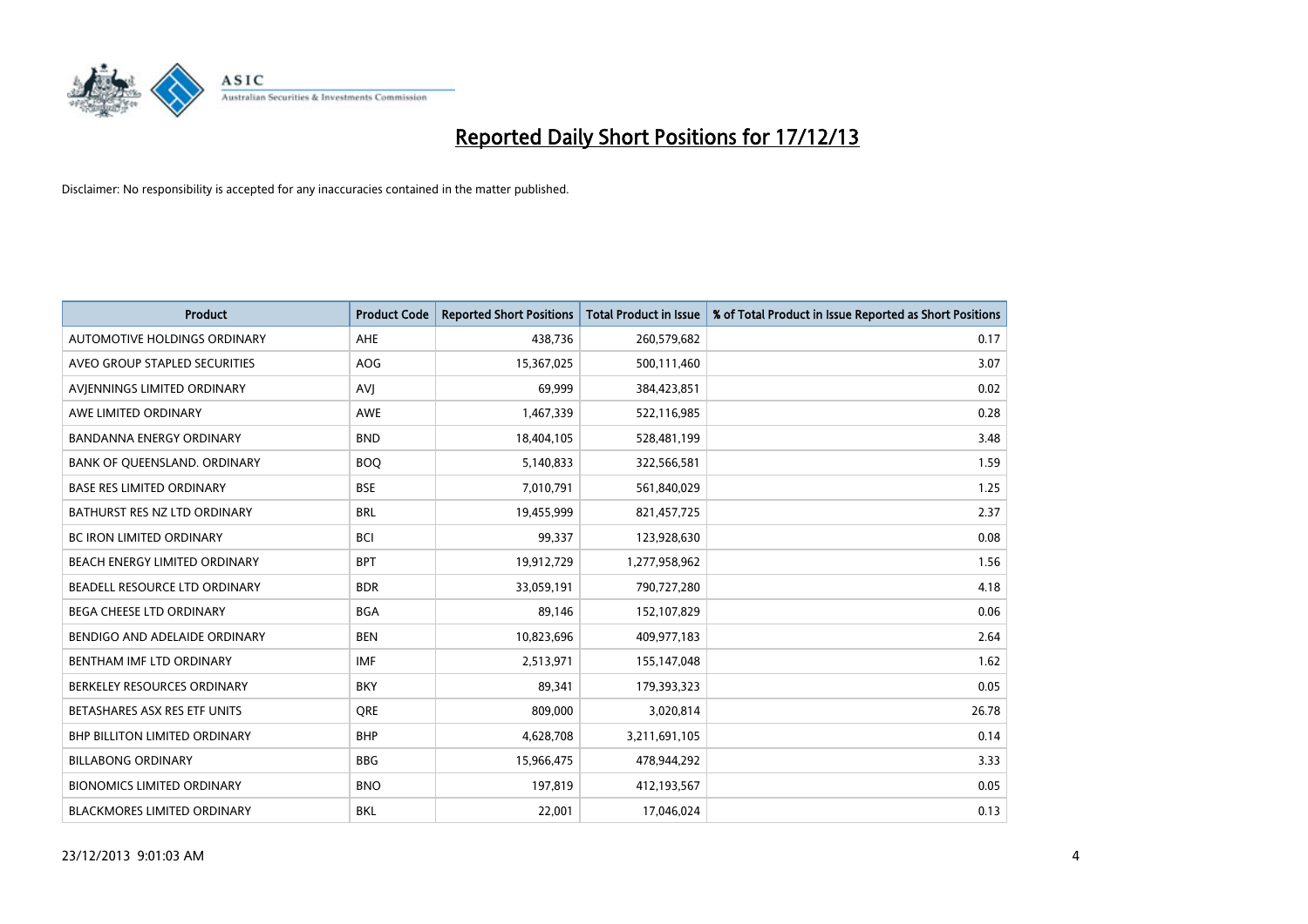# Reported Daily Short Positions for 17/12/13

Disclaimer: No responsibility is accepted for any inaccuracies contained in the matter published.

| Product | Product Code | Reported Short Positions | Total Product in Issue | % of Total Product in Issue Reported as Short Positions |
|---|---|---|---|---|
| AUTOMOTIVE HOLDINGS ORDINARY | AHE | 438,736 | 260,579,682 | 0.17 |
| AVEO GROUP STAPLED SECURITIES | AOG | 15,367,025 | 500,111,460 | 3.07 |
| AVJENNINGS LIMITED ORDINARY | AVJ | 69,999 | 384,423,851 | 0.02 |
| AWE LIMITED ORDINARY | AWE | 1,467,339 | 522,116,985 | 0.28 |
| BANDANNA ENERGY ORDINARY | BND | 18,404,105 | 528,481,199 | 3.48 |
| BANK OF QUEENSLAND. ORDINARY | BOQ | 5,140,833 | 322,566,581 | 1.59 |
| BASE RES LIMITED ORDINARY | BSE | 7,010,791 | 561,840,029 | 1.25 |
| BATHURST RES NZ LTD ORDINARY | BRL | 19,455,999 | 821,457,725 | 2.37 |
| BC IRON LIMITED ORDINARY | BCI | 99,337 | 123,928,630 | 0.08 |
| BEACH ENERGY LIMITED ORDINARY | BPT | 19,912,729 | 1,277,958,962 | 1.56 |
| BEADELL RESOURCE LTD ORDINARY | BDR | 33,059,191 | 790,727,280 | 4.18 |
| BEGA CHEESE LTD ORDINARY | BGA | 89,146 | 152,107,829 | 0.06 |
| BENDIGO AND ADELAIDE ORDINARY | BEN | 10,823,696 | 409,977,183 | 2.64 |
| BENTHAM IMF LTD ORDINARY | IMF | 2,513,971 | 155,147,048 | 1.62 |
| BERKELEY RESOURCES ORDINARY | BKY | 89,341 | 179,393,323 | 0.05 |
| BETASHARES ASX RES ETF UNITS | QRE | 809,000 | 3,020,814 | 26.78 |
| BHP BILLITON LIMITED ORDINARY | BHP | 4,628,708 | 3,211,691,105 | 0.14 |
| BILLABONG ORDINARY | BBG | 15,966,475 | 478,944,292 | 3.33 |
| BIONOMICS LIMITED ORDINARY | BNO | 197,819 | 412,193,567 | 0.05 |
| BLACKMORES LIMITED ORDINARY | BKL | 22,001 | 17,046,024 | 0.13 |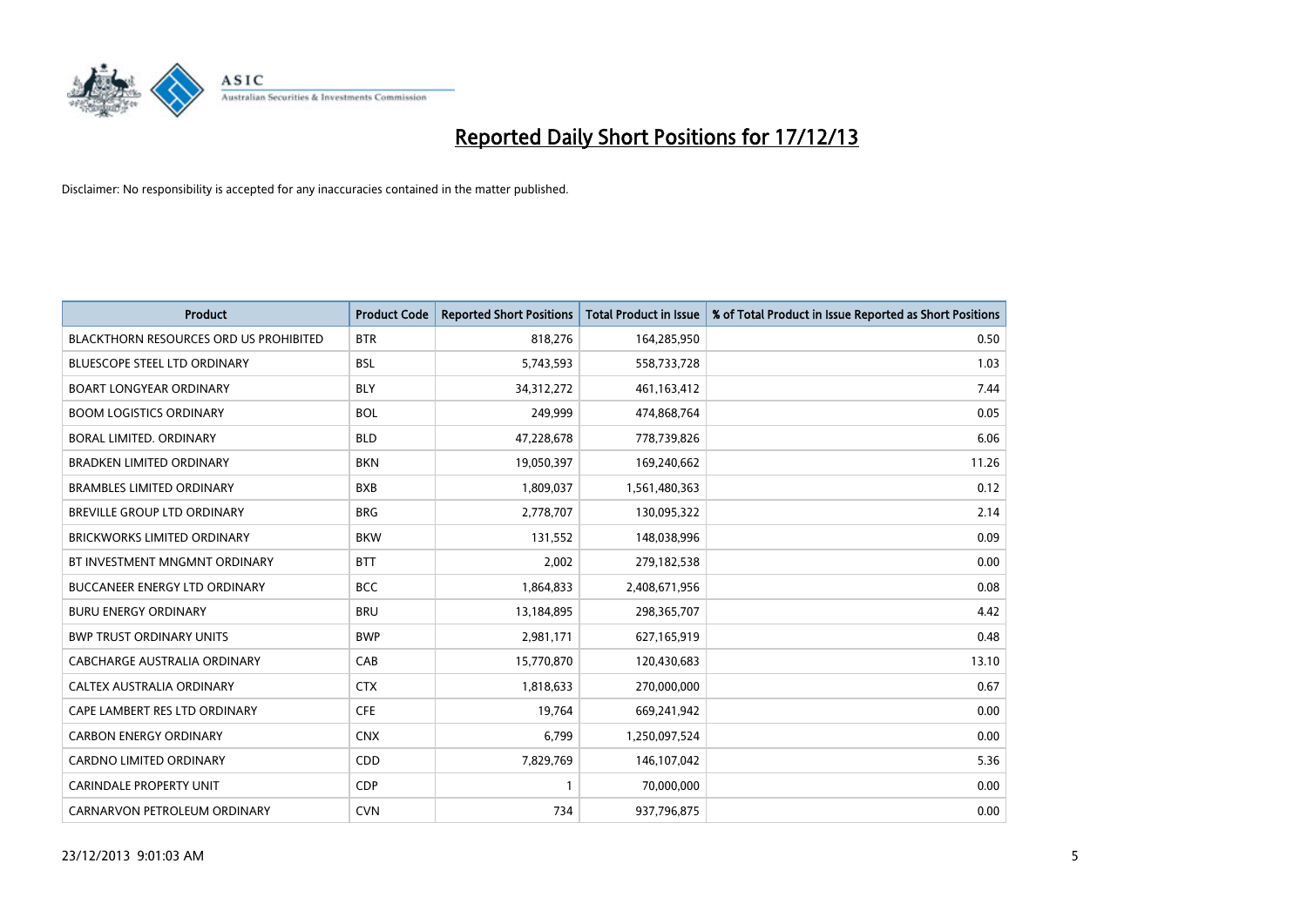# Reported Daily Short Positions for 17/12/13

Disclaimer: No responsibility is accepted for any inaccuracies contained in the matter published.

| Product | Product Code | Reported Short Positions | Total Product in Issue | % of Total Product in Issue Reported as Short Positions |
|---|---|---|---|---|
| BLACKTHORN RESOURCES ORD US PROHIBITED | BTR | 818,276 | 164,285,950 | 0.50 |
| BLUESCOPE STEEL LTD ORDINARY | BSL | 5,743,593 | 558,733,728 | 1.03 |
| BOART LONGYEAR ORDINARY | BLY | 34,312,272 | 461,163,412 | 7.44 |
| BOOM LOGISTICS ORDINARY | BOL | 249,999 | 474,868,764 | 0.05 |
| BORAL LIMITED. ORDINARY | BLD | 47,228,678 | 778,739,826 | 6.06 |
| BRADKEN LIMITED ORDINARY | BKN | 19,050,397 | 169,240,662 | 11.26 |
| BRAMBLES LIMITED ORDINARY | BXB | 1,809,037 | 1,561,480,363 | 0.12 |
| BREVILLE GROUP LTD ORDINARY | BRG | 2,778,707 | 130,095,322 | 2.14 |
| BRICKWORKS LIMITED ORDINARY | BKW | 131,552 | 148,038,996 | 0.09 |
| BT INVESTMENT MNGMNT ORDINARY | BTT | 2,002 | 279,182,538 | 0.00 |
| BUCCANEER ENERGY LTD ORDINARY | BCC | 1,864,833 | 2,408,671,956 | 0.08 |
| BURU ENERGY ORDINARY | BRU | 13,184,895 | 298,365,707 | 4.42 |
| BWP TRUST ORDINARY UNITS | BWP | 2,981,171 | 627,165,919 | 0.48 |
| CABCHARGE AUSTRALIA ORDINARY | CAB | 15,770,870 | 120,430,683 | 13.10 |
| CALTEX AUSTRALIA ORDINARY | CTX | 1,818,633 | 270,000,000 | 0.67 |
| CAPE LAMBERT RES LTD ORDINARY | CFE | 19,764 | 669,241,942 | 0.00 |
| CARBON ENERGY ORDINARY | CNX | 6,799 | 1,250,097,524 | 0.00 |
| CARDNO LIMITED ORDINARY | CDD | 7,829,769 | 146,107,042 | 5.36 |
| CARINDALE PROPERTY UNIT | CDP | 1 | 70,000,000 | 0.00 |
| CARNARVON PETROLEUM ORDINARY | CVN | 734 | 937,796,875 | 0.00 |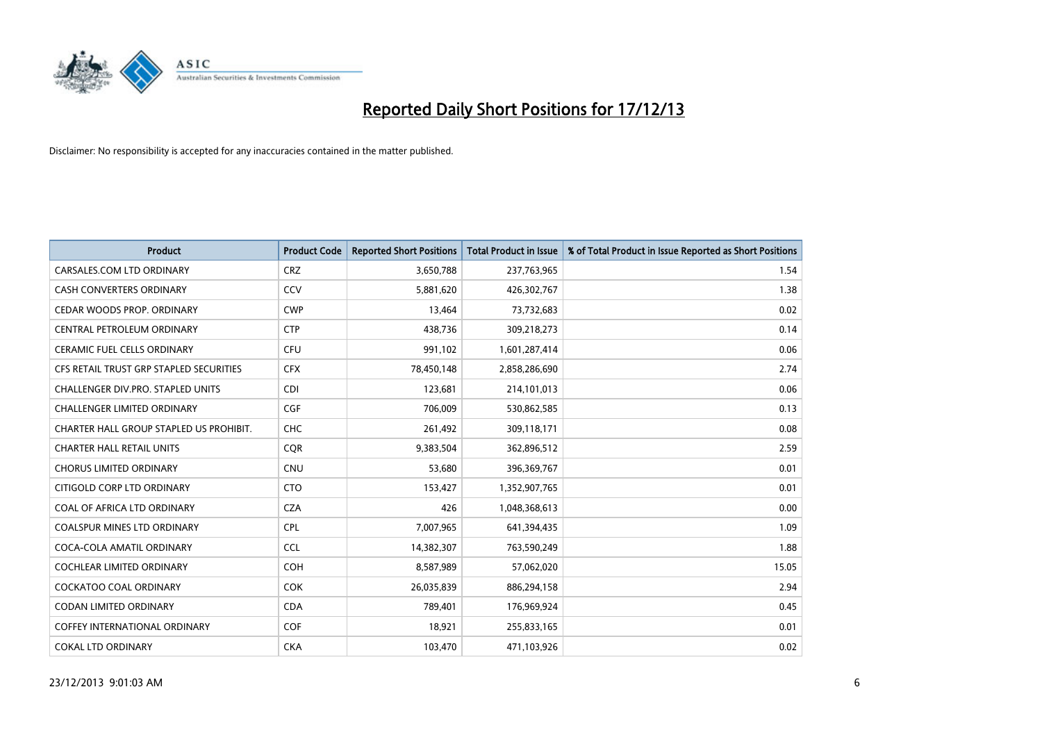# Reported Daily Short Positions for 17/12/13

Disclaimer: No responsibility is accepted for any inaccuracies contained in the matter published.

| Product | Product Code | Reported Short Positions | Total Product in Issue | % of Total Product in Issue Reported as Short Positions |
|---|---|---|---|---|
| CARSALES.COM LTD ORDINARY | CRZ | 3,650,788 | 237,763,965 | 1.54 |
| CASH CONVERTERS ORDINARY | CCV | 5,881,620 | 426,302,767 | 1.38 |
| CEDAR WOODS PROP. ORDINARY | CWP | 13,464 | 73,732,683 | 0.02 |
| CENTRAL PETROLEUM ORDINARY | CTP | 438,736 | 309,218,273 | 0.14 |
| CERAMIC FUEL CELLS ORDINARY | CFU | 991,102 | 1,601,287,414 | 0.06 |
| CFS RETAIL TRUST GRP STAPLED SECURITIES | CFX | 78,450,148 | 2,858,286,690 | 2.74 |
| CHALLENGER DIV.PRO. STAPLED UNITS | CDI | 123,681 | 214,101,013 | 0.06 |
| CHALLENGER LIMITED ORDINARY | CGF | 706,009 | 530,862,585 | 0.13 |
| CHARTER HALL GROUP STAPLED US PROHIBIT. | CHC | 261,492 | 309,118,171 | 0.08 |
| CHARTER HALL RETAIL UNITS | CQR | 9,383,504 | 362,896,512 | 2.59 |
| CHORUS LIMITED ORDINARY | CNU | 53,680 | 396,369,767 | 0.01 |
| CITIGOLD CORP LTD ORDINARY | CTO | 153,427 | 1,352,907,765 | 0.01 |
| COAL OF AFRICA LTD ORDINARY | CZA | 426 | 1,048,368,613 | 0.00 |
| COALSPUR MINES LTD ORDINARY | CPL | 7,007,965 | 641,394,435 | 1.09 |
| COCA-COLA AMATIL ORDINARY | CCL | 14,382,307 | 763,590,249 | 1.88 |
| COCHLEAR LIMITED ORDINARY | COH | 8,587,989 | 57,062,020 | 15.05 |
| COCKATOO COAL ORDINARY | COK | 26,035,839 | 886,294,158 | 2.94 |
| CODAN LIMITED ORDINARY | CDA | 789,401 | 176,969,924 | 0.45 |
| COFFEY INTERNATIONAL ORDINARY | COF | 18,921 | 255,833,165 | 0.01 |
| COKAL LTD ORDINARY | CKA | 103,470 | 471,103,926 | 0.02 |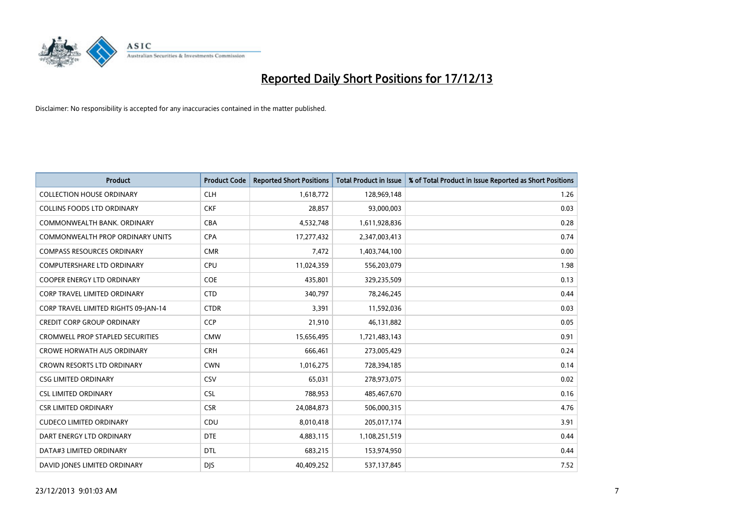# Reported Daily Short Positions for 17/12/13

Disclaimer: No responsibility is accepted for any inaccuracies contained in the matter published.

| Product | Product Code | Reported Short Positions | Total Product in Issue | % of Total Product in Issue Reported as Short Positions |
|---|---|---|---|---|
| COLLECTION HOUSE ORDINARY | CLH | 1,618,772 | 128,969,148 | 1.26 |
| COLLINS FOODS LTD ORDINARY | CKF | 28,857 | 93,000,003 | 0.03 |
| COMMONWEALTH BANK. ORDINARY | CBA | 4,532,748 | 1,611,928,836 | 0.28 |
| COMMONWEALTH PROP ORDINARY UNITS | CPA | 17,277,432 | 2,347,003,413 | 0.74 |
| COMPASS RESOURCES ORDINARY | CMR | 7,472 | 1,403,744,100 | 0.00 |
| COMPUTERSHARE LTD ORDINARY | CPU | 11,024,359 | 556,203,079 | 1.98 |
| COOPER ENERGY LTD ORDINARY | COE | 435,801 | 329,235,509 | 0.13 |
| CORP TRAVEL LIMITED ORDINARY | CTD | 340,797 | 78,246,245 | 0.44 |
| CORP TRAVEL LIMITED RIGHTS 09-JAN-14 | CTDR | 3,391 | 11,592,036 | 0.03 |
| CREDIT CORP GROUP ORDINARY | CCP | 21,910 | 46,131,882 | 0.05 |
| CROMWELL PROP STAPLED SECURITIES | CMW | 15,656,495 | 1,721,483,143 | 0.91 |
| CROWE HORWATH AUS ORDINARY | CRH | 666,461 | 273,005,429 | 0.24 |
| CROWN RESORTS LTD ORDINARY | CWN | 1,016,275 | 728,394,185 | 0.14 |
| CSG LIMITED ORDINARY | CSV | 65,031 | 278,973,075 | 0.02 |
| CSL LIMITED ORDINARY | CSL | 788,953 | 485,467,670 | 0.16 |
| CSR LIMITED ORDINARY | CSR | 24,084,873 | 506,000,315 | 4.76 |
| CUDECO LIMITED ORDINARY | CDU | 8,010,418 | 205,017,174 | 3.91 |
| DART ENERGY LTD ORDINARY | DTE | 4,883,115 | 1,108,251,519 | 0.44 |
| DATA#3 LIMITED ORDINARY | DTL | 683,215 | 153,974,950 | 0.44 |
| DAVID JONES LIMITED ORDINARY | DJS | 40,409,252 | 537,137,845 | 7.52 |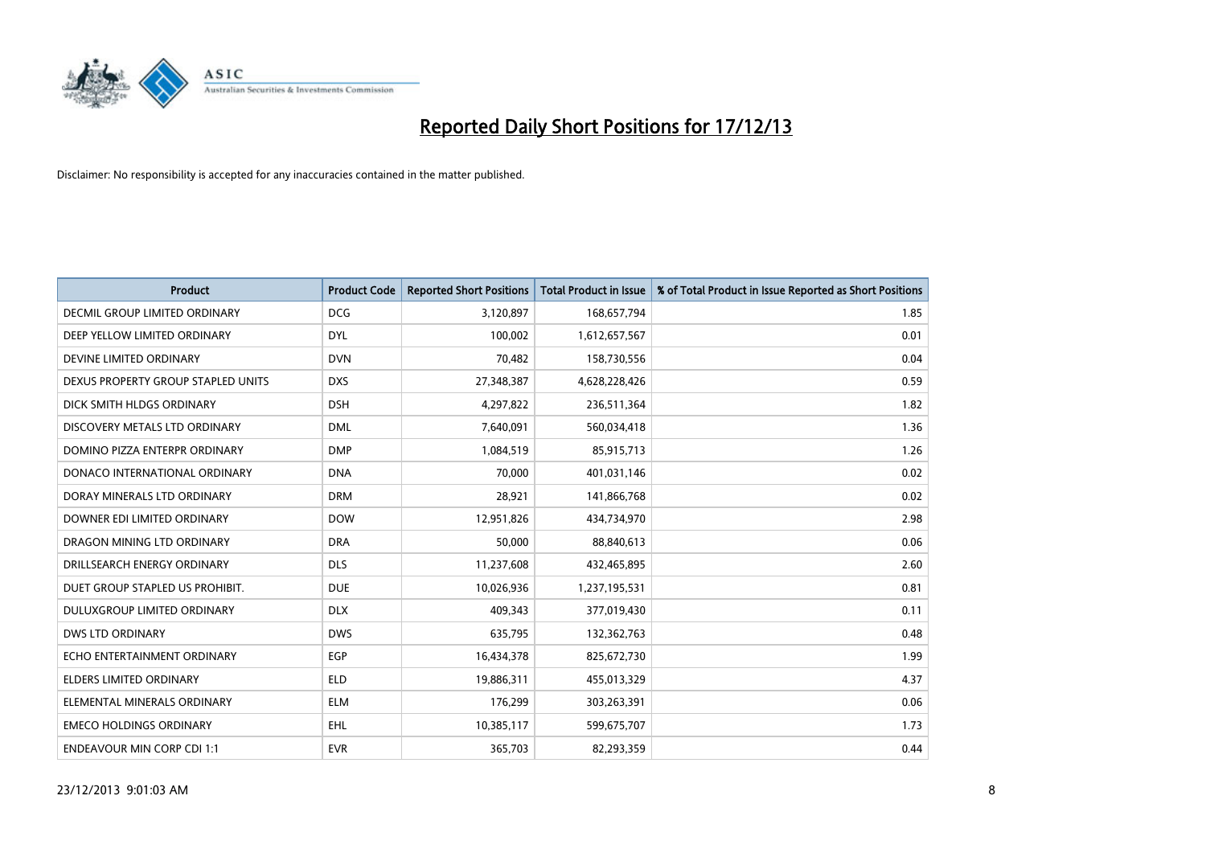# Reported Daily Short Positions for 17/12/13

Disclaimer: No responsibility is accepted for any inaccuracies contained in the matter published.

| Product | Product Code | Reported Short Positions | Total Product in Issue | % of Total Product in Issue Reported as Short Positions |
|---|---|---|---|---|
| DECMIL GROUP LIMITED ORDINARY | DCG | 3,120,897 | 168,657,794 | 1.85 |
| DEEP YELLOW LIMITED ORDINARY | DYL | 100,002 | 1,612,657,567 | 0.01 |
| DEVINE LIMITED ORDINARY | DVN | 70,482 | 158,730,556 | 0.04 |
| DEXUS PROPERTY GROUP STAPLED UNITS | DXS | 27,348,387 | 4,628,228,426 | 0.59 |
| DICK SMITH HLDGS ORDINARY | DSH | 4,297,822 | 236,511,364 | 1.82 |
| DISCOVERY METALS LTD ORDINARY | DML | 7,640,091 | 560,034,418 | 1.36 |
| DOMINO PIZZA ENTERPR ORDINARY | DMP | 1,084,519 | 85,915,713 | 1.26 |
| DONACO INTERNATIONAL ORDINARY | DNA | 70,000 | 401,031,146 | 0.02 |
| DORAY MINERALS LTD ORDINARY | DRM | 28,921 | 141,866,768 | 0.02 |
| DOWNER EDI LIMITED ORDINARY | DOW | 12,951,826 | 434,734,970 | 2.98 |
| DRAGON MINING LTD ORDINARY | DRA | 50,000 | 88,840,613 | 0.06 |
| DRILLSEARCH ENERGY ORDINARY | DLS | 11,237,608 | 432,465,895 | 2.60 |
| DUET GROUP STAPLED US PROHIBIT. | DUE | 10,026,936 | 1,237,195,531 | 0.81 |
| DULUXGROUP LIMITED ORDINARY | DLX | 409,343 | 377,019,430 | 0.11 |
| DWS LTD ORDINARY | DWS | 635,795 | 132,362,763 | 0.48 |
| ECHO ENTERTAINMENT ORDINARY | EGP | 16,434,378 | 825,672,730 | 1.99 |
| ELDERS LIMITED ORDINARY | ELD | 19,886,311 | 455,013,329 | 4.37 |
| ELEMENTAL MINERALS ORDINARY | ELM | 176,299 | 303,263,391 | 0.06 |
| EMECO HOLDINGS ORDINARY | EHL | 10,385,117 | 599,675,707 | 1.73 |
| ENDEAVOUR MIN CORP CDI 1:1 | EVR | 365,703 | 82,293,359 | 0.44 |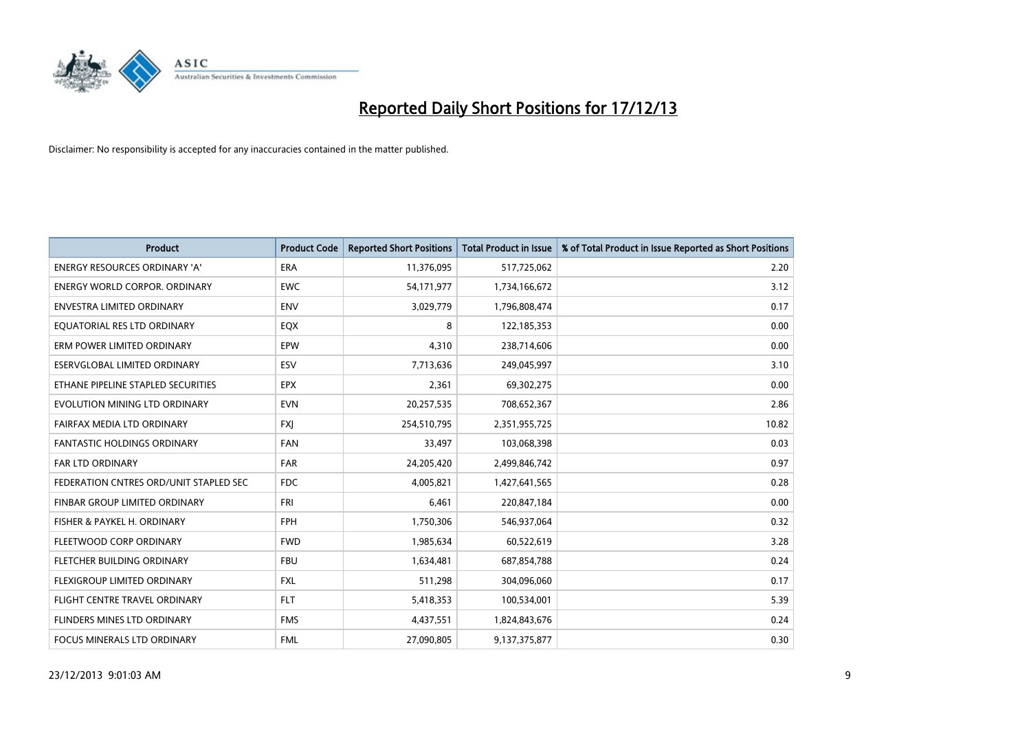# Reported Daily Short Positions for 17/12/13

Disclaimer: No responsibility is accepted for any inaccuracies contained in the matter published.

| Product | Product Code | Reported Short Positions | Total Product in Issue | % of Total Product in Issue Reported as Short Positions |
|---|---|---|---|---|
| ENERGY RESOURCES ORDINARY 'A' | ERA | 11,376,095 | 517,725,062 | 2.20 |
| ENERGY WORLD CORPOR. ORDINARY | EWC | 54,171,977 | 1,734,166,672 | 3.12 |
| ENVESTRA LIMITED ORDINARY | ENV | 3,029,779 | 1,796,808,474 | 0.17 |
| EQUATORIAL RES LTD ORDINARY | EQX | 8 | 122,185,353 | 0.00 |
| ERM POWER LIMITED ORDINARY | EPW | 4,310 | 238,714,606 | 0.00 |
| ESERVGLOBAL LIMITED ORDINARY | ESV | 7,713,636 | 249,045,997 | 3.10 |
| ETHANE PIPELINE STAPLED SECURITIES | EPX | 2,361 | 69,302,275 | 0.00 |
| EVOLUTION MINING LTD ORDINARY | EVN | 20,257,535 | 708,652,367 | 2.86 |
| FAIRFAX MEDIA LTD ORDINARY | FXJ | 254,510,795 | 2,351,955,725 | 10.82 |
| FANTASTIC HOLDINGS ORDINARY | FAN | 33,497 | 103,068,398 | 0.03 |
| FAR LTD ORDINARY | FAR | 24,205,420 | 2,499,846,742 | 0.97 |
| FEDERATION CNTRES ORD/UNIT STAPLED SEC | FDC | 4,005,821 | 1,427,641,565 | 0.28 |
| FINBAR GROUP LIMITED ORDINARY | FRI | 6,461 | 220,847,184 | 0.00 |
| FISHER & PAYKEL H. ORDINARY | FPH | 1,750,306 | 546,937,064 | 0.32 |
| FLEETWOOD CORP ORDINARY | FWD | 1,985,634 | 60,522,619 | 3.28 |
| FLETCHER BUILDING ORDINARY | FBU | 1,634,481 | 687,854,788 | 0.24 |
| FLEXIGROUP LIMITED ORDINARY | FXL | 511,298 | 304,096,060 | 0.17 |
| FLIGHT CENTRE TRAVEL ORDINARY | FLT | 5,418,353 | 100,534,001 | 5.39 |
| FLINDERS MINES LTD ORDINARY | FMS | 4,437,551 | 1,824,843,676 | 0.24 |
| FOCUS MINERALS LTD ORDINARY | FML | 27,090,805 | 9,137,375,877 | 0.30 |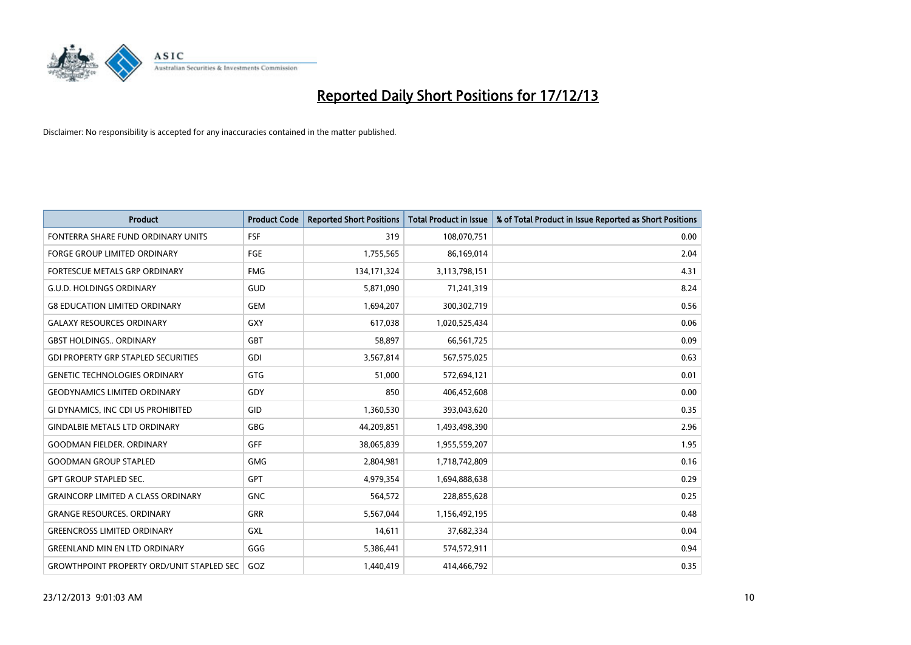# Reported Daily Short Positions for 17/12/13

Disclaimer: No responsibility is accepted for any inaccuracies contained in the matter published.

| Product | Product Code | Reported Short Positions | Total Product in Issue | % of Total Product in Issue Reported as Short Positions |
|---|---|---|---|---|
| FONTERRA SHARE FUND ORDINARY UNITS | FSF | 319 | 108,070,751 | 0.00 |
| FORGE GROUP LIMITED ORDINARY | FGE | 1,755,565 | 86,169,014 | 2.04 |
| FORTESCUE METALS GRP ORDINARY | FMG | 134,171,324 | 3,113,798,151 | 4.31 |
| G.U.D. HOLDINGS ORDINARY | GUD | 5,871,090 | 71,241,319 | 8.24 |
| G8 EDUCATION LIMITED ORDINARY | GEM | 1,694,207 | 300,302,719 | 0.56 |
| GALAXY RESOURCES ORDINARY | GXY | 617,038 | 1,020,525,434 | 0.06 |
| GBST HOLDINGS.. ORDINARY | GBT | 58,897 | 66,561,725 | 0.09 |
| GDI PROPERTY GRP STAPLED SECURITIES | GDI | 3,567,814 | 567,575,025 | 0.63 |
| GENETIC TECHNOLOGIES ORDINARY | GTG | 51,000 | 572,694,121 | 0.01 |
| GEODYNAMICS LIMITED ORDINARY | GDY | 850 | 406,452,608 | 0.00 |
| GI DYNAMICS, INC CDI US PROHIBITED | GID | 1,360,530 | 393,043,620 | 0.35 |
| GINDALBIE METALS LTD ORDINARY | GBG | 44,209,851 | 1,493,498,390 | 2.96 |
| GOODMAN FIELDER. ORDINARY | GFF | 38,065,839 | 1,955,559,207 | 1.95 |
| GOODMAN GROUP STAPLED | GMG | 2,804,981 | 1,718,742,809 | 0.16 |
| GPT GROUP STAPLED SEC. | GPT | 4,979,354 | 1,694,888,638 | 0.29 |
| GRAINCORP LIMITED A CLASS ORDINARY | GNC | 564,572 | 228,855,628 | 0.25 |
| GRANGE RESOURCES. ORDINARY | GRR | 5,567,044 | 1,156,492,195 | 0.48 |
| GREENCROSS LIMITED ORDINARY | GXL | 14,611 | 37,682,334 | 0.04 |
| GREENLAND MIN EN LTD ORDINARY | GGG | 5,386,441 | 574,572,911 | 0.94 |
| GROWTHPOINT PROPERTY ORD/UNIT STAPLED SEC | GOZ | 1,440,419 | 414,466,792 | 0.35 |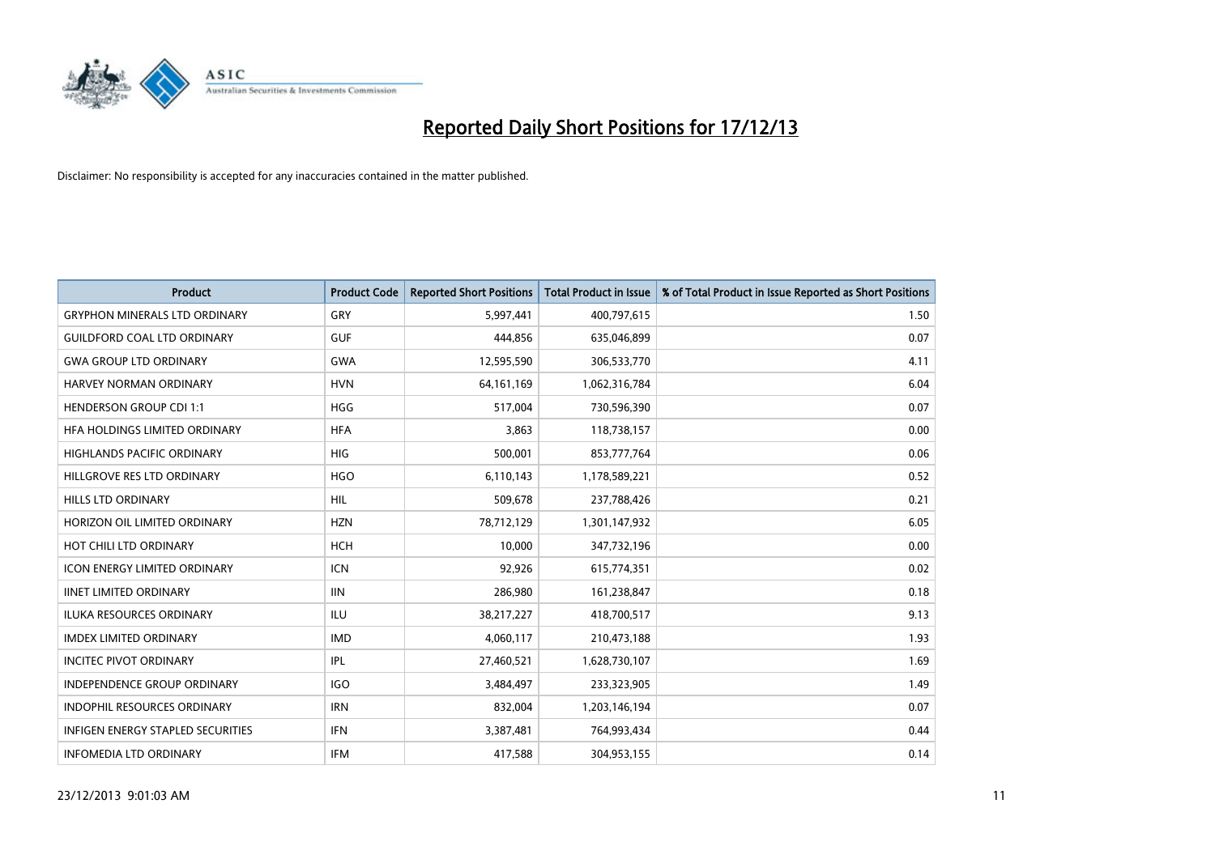# Reported Daily Short Positions for 17/12/13

Disclaimer: No responsibility is accepted for any inaccuracies contained in the matter published.

| Product | Product Code | Reported Short Positions | Total Product in Issue | % of Total Product in Issue Reported as Short Positions |
|---|---|---|---|---|
| GRYPHON MINERALS LTD ORDINARY | GRY | 5,997,441 | 400,797,615 | 1.50 |
| GUILDFORD COAL LTD ORDINARY | GUF | 444,856 | 635,046,899 | 0.07 |
| GWA GROUP LTD ORDINARY | GWA | 12,595,590 | 306,533,770 | 4.11 |
| HARVEY NORMAN ORDINARY | HVN | 64,161,169 | 1,062,316,784 | 6.04 |
| HENDERSON GROUP CDI 1:1 | HGG | 517,004 | 730,596,390 | 0.07 |
| HFA HOLDINGS LIMITED ORDINARY | HFA | 3,863 | 118,738,157 | 0.00 |
| HIGHLANDS PACIFIC ORDINARY | HIG | 500,001 | 853,777,764 | 0.06 |
| HILLGROVE RES LTD ORDINARY | HGO | 6,110,143 | 1,178,589,221 | 0.52 |
| HILLS LTD ORDINARY | HIL | 509,678 | 237,788,426 | 0.21 |
| HORIZON OIL LIMITED ORDINARY | HZN | 78,712,129 | 1,301,147,932 | 6.05 |
| HOT CHILI LTD ORDINARY | HCH | 10,000 | 347,732,196 | 0.00 |
| ICON ENERGY LIMITED ORDINARY | ICN | 92,926 | 615,774,351 | 0.02 |
| IINET LIMITED ORDINARY | IIN | 286,980 | 161,238,847 | 0.18 |
| ILUKA RESOURCES ORDINARY | ILU | 38,217,227 | 418,700,517 | 9.13 |
| IMDEX LIMITED ORDINARY | IMD | 4,060,117 | 210,473,188 | 1.93 |
| INCITEC PIVOT ORDINARY | IPL | 27,460,521 | 1,628,730,107 | 1.69 |
| INDEPENDENCE GROUP ORDINARY | IGO | 3,484,497 | 233,323,905 | 1.49 |
| INDOPHIL RESOURCES ORDINARY | IRN | 832,004 | 1,203,146,194 | 0.07 |
| INFIGEN ENERGY STAPLED SECURITIES | IFN | 3,387,481 | 764,993,434 | 0.44 |
| INFOMEDIA LTD ORDINARY | IFM | 417,588 | 304,953,155 | 0.14 |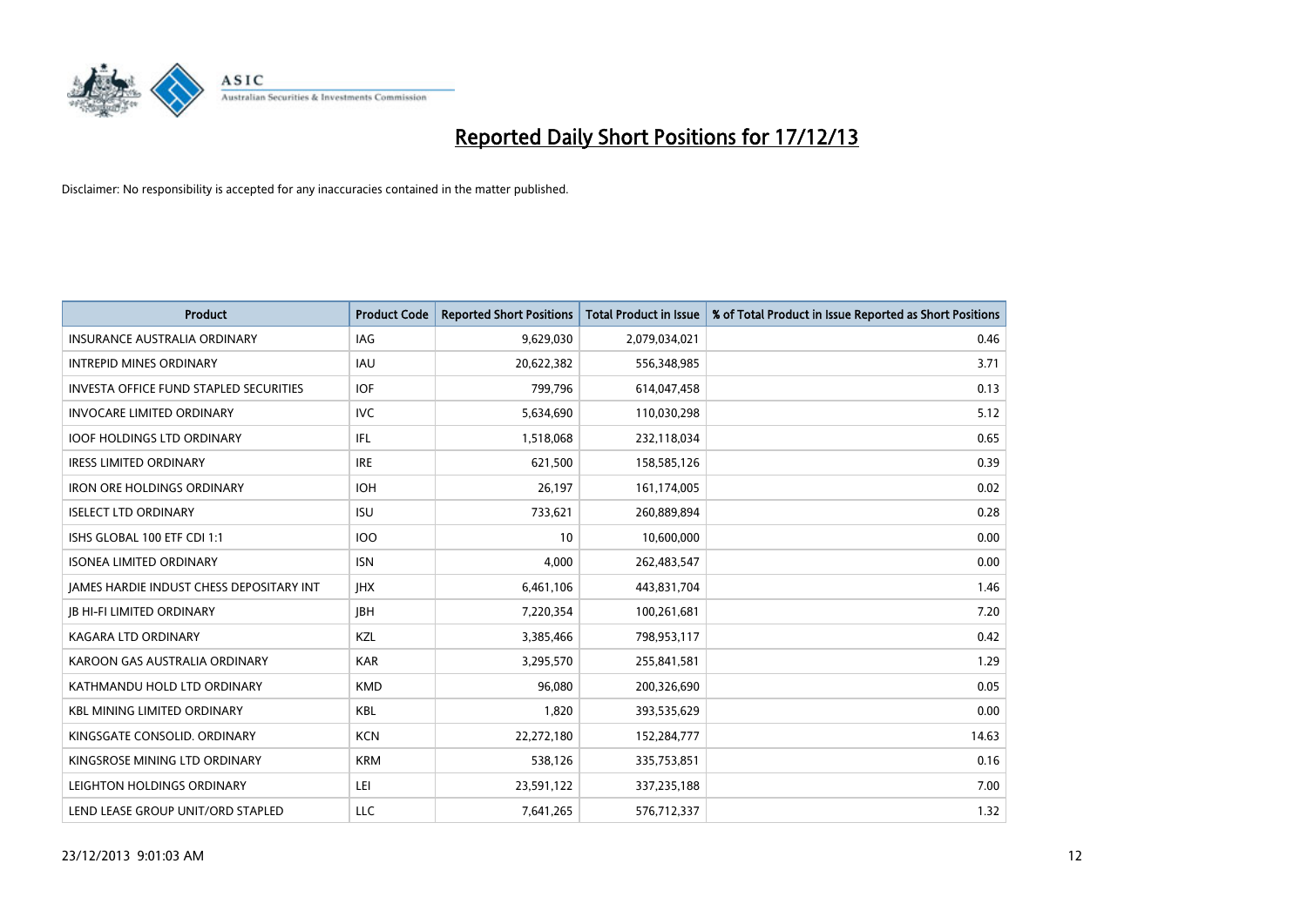# Reported Daily Short Positions for 17/12/13

Disclaimer: No responsibility is accepted for any inaccuracies contained in the matter published.

| Product | Product Code | Reported Short Positions | Total Product in Issue | % of Total Product in Issue Reported as Short Positions |
|---|---|---|---|---|
| INSURANCE AUSTRALIA ORDINARY | IAG | 9,629,030 | 2,079,034,021 | 0.46 |
| INTREPID MINES ORDINARY | IAU | 20,622,382 | 556,348,985 | 3.71 |
| INVESTA OFFICE FUND STAPLED SECURITIES | IOF | 799,796 | 614,047,458 | 0.13 |
| INVOCARE LIMITED ORDINARY | IVC | 5,634,690 | 110,030,298 | 5.12 |
| IOOF HOLDINGS LTD ORDINARY | IFL | 1,518,068 | 232,118,034 | 0.65 |
| IRESS LIMITED ORDINARY | IRE | 621,500 | 158,585,126 | 0.39 |
| IRON ORE HOLDINGS ORDINARY | IOH | 26,197 | 161,174,005 | 0.02 |
| ISELECT LTD ORDINARY | ISU | 733,621 | 260,889,894 | 0.28 |
| ISHS GLOBAL 100 ETF CDI 1:1 | IOO | 10 | 10,600,000 | 0.00 |
| ISONEA LIMITED ORDINARY | ISN | 4,000 | 262,483,547 | 0.00 |
| JAMES HARDIE INDUST CHESS DEPOSITARY INT | JHX | 6,461,106 | 443,831,704 | 1.46 |
| JB HI-FI LIMITED ORDINARY | JBH | 7,220,354 | 100,261,681 | 7.20 |
| KAGARA LTD ORDINARY | KZL | 3,385,466 | 798,953,117 | 0.42 |
| KAROON GAS AUSTRALIA ORDINARY | KAR | 3,295,570 | 255,841,581 | 1.29 |
| KATHMANDU HOLD LTD ORDINARY | KMD | 96,080 | 200,326,690 | 0.05 |
| KBL MINING LIMITED ORDINARY | KBL | 1,820 | 393,535,629 | 0.00 |
| KINGSGATE CONSOLID. ORDINARY | KCN | 22,272,180 | 152,284,777 | 14.63 |
| KINGSROSE MINING LTD ORDINARY | KRM | 538,126 | 335,753,851 | 0.16 |
| LEIGHTON HOLDINGS ORDINARY | LEI | 23,591,122 | 337,235,188 | 7.00 |
| LEND LEASE GROUP UNIT/ORD STAPLED | LLC | 7,641,265 | 576,712,337 | 1.32 |

23/12/2013 9:01:03 AM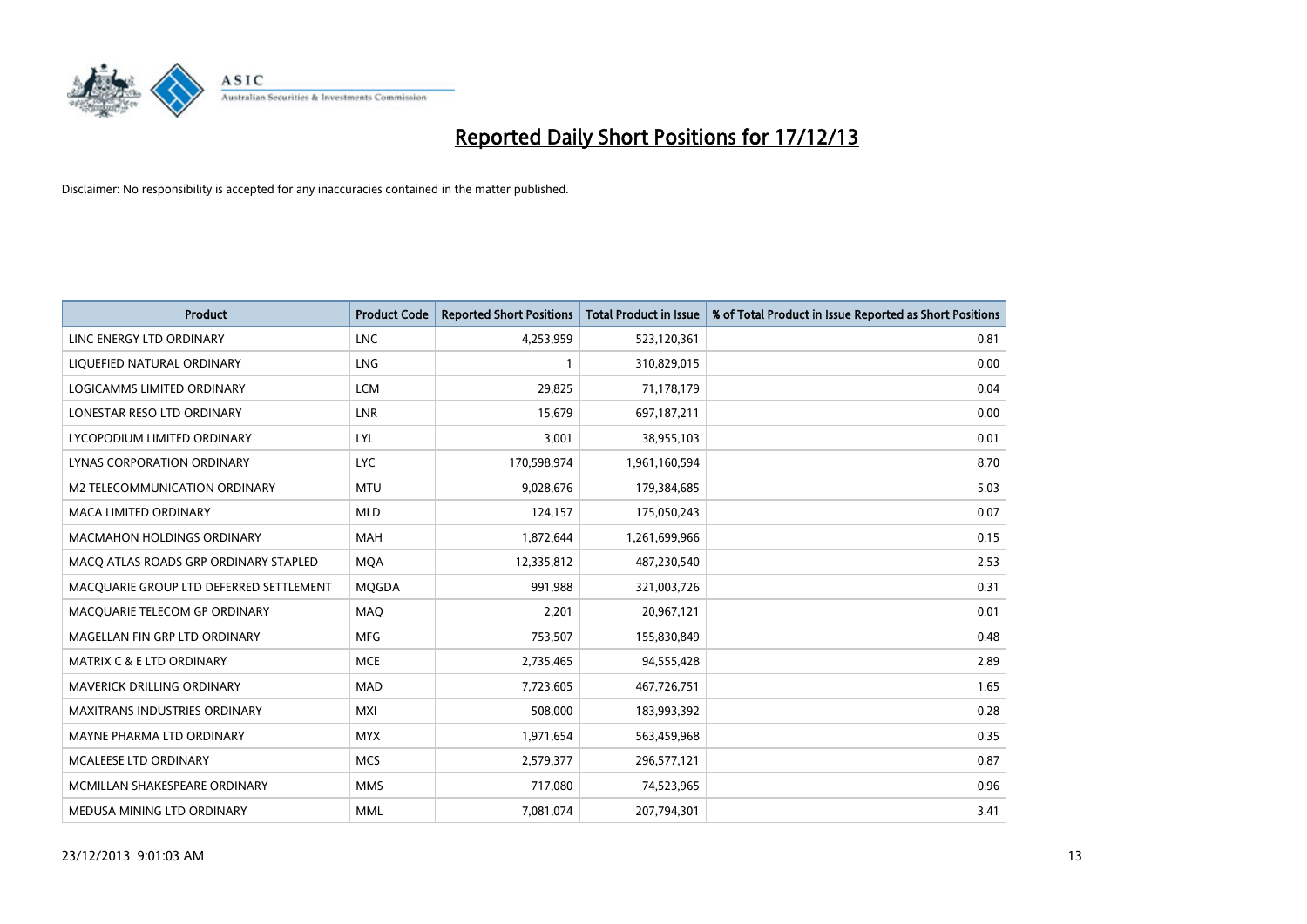# Reported Daily Short Positions for 17/12/13

Disclaimer: No responsibility is accepted for any inaccuracies contained in the matter published.

| Product | Product Code | Reported Short Positions | Total Product in Issue | % of Total Product in Issue Reported as Short Positions |
|---|---|---|---|---|
| LINC ENERGY LTD ORDINARY | LNC | 4,253,959 | 523,120,361 | 0.81 |
| LIQUEFIED NATURAL ORDINARY | LNG | 1 | 310,829,015 | 0.00 |
| LOGICAMMS LIMITED ORDINARY | LCM | 29,825 | 71,178,179 | 0.04 |
| LONESTAR RESO LTD ORDINARY | LNR | 15,679 | 697,187,211 | 0.00 |
| LYCOPODIUM LIMITED ORDINARY | LYL | 3,001 | 38,955,103 | 0.01 |
| LYNAS CORPORATION ORDINARY | LYC | 170,598,974 | 1,961,160,594 | 8.70 |
| M2 TELECOMMUNICATION ORDINARY | MTU | 9,028,676 | 179,384,685 | 5.03 |
| MACA LIMITED ORDINARY | MLD | 124,157 | 175,050,243 | 0.07 |
| MACMAHON HOLDINGS ORDINARY | MAH | 1,872,644 | 1,261,699,966 | 0.15 |
| MACQ ATLAS ROADS GRP ORDINARY STAPLED | MQA | 12,335,812 | 487,230,540 | 2.53 |
| MACQUARIE GROUP LTD DEFERRED SETTLEMENT | MQGDA | 991,988 | 321,003,726 | 0.31 |
| MACQUARIE TELECOM GP ORDINARY | MAQ | 2,201 | 20,967,121 | 0.01 |
| MAGELLAN FIN GRP LTD ORDINARY | MFG | 753,507 | 155,830,849 | 0.48 |
| MATRIX C & E LTD ORDINARY | MCE | 2,735,465 | 94,555,428 | 2.89 |
| MAVERICK DRILLING ORDINARY | MAD | 7,723,605 | 467,726,751 | 1.65 |
| MAXITRANS INDUSTRIES ORDINARY | MXI | 508,000 | 183,993,392 | 0.28 |
| MAYNE PHARMA LTD ORDINARY | MYX | 1,971,654 | 563,459,968 | 0.35 |
| MCALEESE LTD ORDINARY | MCS | 2,579,377 | 296,577,121 | 0.87 |
| MCMILLAN SHAKESPEARE ORDINARY | MMS | 717,080 | 74,523,965 | 0.96 |
| MEDUSA MINING LTD ORDINARY | MML | 7,081,074 | 207,794,301 | 3.41 |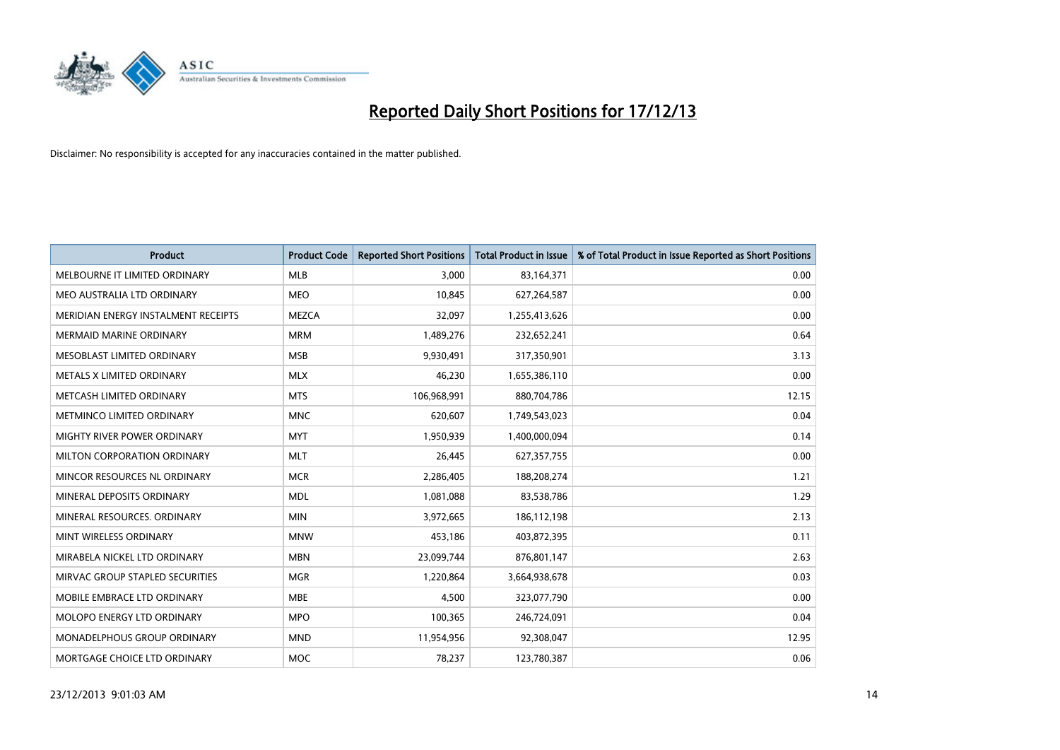# Reported Daily Short Positions for 17/12/13

Disclaimer: No responsibility is accepted for any inaccuracies contained in the matter published.

| Product | Product Code | Reported Short Positions | Total Product in Issue | % of Total Product in Issue Reported as Short Positions |
|---|---|---|---|---|
| MELBOURNE IT LIMITED ORDINARY | MLB | 3,000 | 83,164,371 | 0.00 |
| MEO AUSTRALIA LTD ORDINARY | MEO | 10,845 | 627,264,587 | 0.00 |
| MERIDIAN ENERGY INSTALMENT RECEIPTS | MEZCA | 32,097 | 1,255,413,626 | 0.00 |
| MERMAID MARINE ORDINARY | MRM | 1,489,276 | 232,652,241 | 0.64 |
| MESOBLAST LIMITED ORDINARY | MSB | 9,930,491 | 317,350,901 | 3.13 |
| METALS X LIMITED ORDINARY | MLX | 46,230 | 1,655,386,110 | 0.00 |
| METCASH LIMITED ORDINARY | MTS | 106,968,991 | 880,704,786 | 12.15 |
| METMINCO LIMITED ORDINARY | MNC | 620,607 | 1,749,543,023 | 0.04 |
| MIGHTY RIVER POWER ORDINARY | MYT | 1,950,939 | 1,400,000,094 | 0.14 |
| MILTON CORPORATION ORDINARY | MLT | 26,445 | 627,357,755 | 0.00 |
| MINCOR RESOURCES NL ORDINARY | MCR | 2,286,405 | 188,208,274 | 1.21 |
| MINERAL DEPOSITS ORDINARY | MDL | 1,081,088 | 83,538,786 | 1.29 |
| MINERAL RESOURCES. ORDINARY | MIN | 3,972,665 | 186,112,198 | 2.13 |
| MINT WIRELESS ORDINARY | MNW | 453,186 | 403,872,395 | 0.11 |
| MIRABELA NICKEL LTD ORDINARY | MBN | 23,099,744 | 876,801,147 | 2.63 |
| MIRVAC GROUP STAPLED SECURITIES | MGR | 1,220,864 | 3,664,938,678 | 0.03 |
| MOBILE EMBRACE LTD ORDINARY | MBE | 4,500 | 323,077,790 | 0.00 |
| MOLOPO ENERGY LTD ORDINARY | MPO | 100,365 | 246,724,091 | 0.04 |
| MONADELPHOUS GROUP ORDINARY | MND | 11,954,956 | 92,308,047 | 12.95 |
| MORTGAGE CHOICE LTD ORDINARY | MOC | 78,237 | 123,780,387 | 0.06 |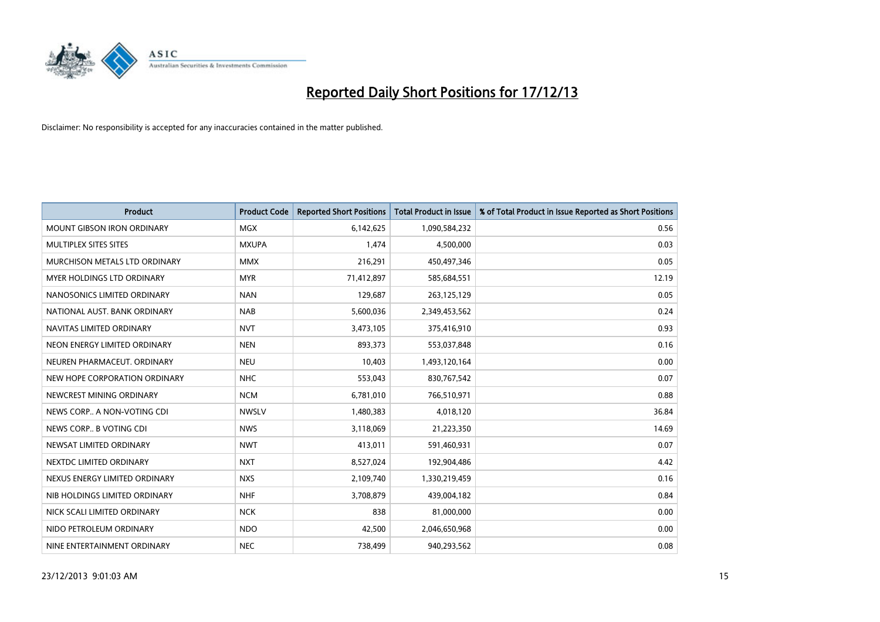# Reported Daily Short Positions for 17/12/13

Disclaimer: No responsibility is accepted for any inaccuracies contained in the matter published.

| Product | Product Code | Reported Short Positions | Total Product in Issue | % of Total Product in Issue Reported as Short Positions |
|---|---|---|---|---|
| MOUNT GIBSON IRON ORDINARY | MGX | 6,142,625 | 1,090,584,232 | 0.56 |
| MULTIPLEX SITES SITES | MXUPA | 1,474 | 4,500,000 | 0.03 |
| MURCHISON METALS LTD ORDINARY | MMX | 216,291 | 450,497,346 | 0.05 |
| MYER HOLDINGS LTD ORDINARY | MYR | 71,412,897 | 585,684,551 | 12.19 |
| NANOSONICS LIMITED ORDINARY | NAN | 129,687 | 263,125,129 | 0.05 |
| NATIONAL AUST. BANK ORDINARY | NAB | 5,600,036 | 2,349,453,562 | 0.24 |
| NAVITAS LIMITED ORDINARY | NVT | 3,473,105 | 375,416,910 | 0.93 |
| NEON ENERGY LIMITED ORDINARY | NEN | 893,373 | 553,037,848 | 0.16 |
| NEUREN PHARMACEUT. ORDINARY | NEU | 10,403 | 1,493,120,164 | 0.00 |
| NEW HOPE CORPORATION ORDINARY | NHC | 553,043 | 830,767,542 | 0.07 |
| NEWCREST MINING ORDINARY | NCM | 6,781,010 | 766,510,971 | 0.88 |
| NEWS CORP.. A NON-VOTING CDI | NWSLV | 1,480,383 | 4,018,120 | 36.84 |
| NEWS CORP.. B VOTING CDI | NWS | 3,118,069 | 21,223,350 | 14.69 |
| NEWSAT LIMITED ORDINARY | NWT | 413,011 | 591,460,931 | 0.07 |
| NEXTDC LIMITED ORDINARY | NXT | 8,527,024 | 192,904,486 | 4.42 |
| NEXUS ENERGY LIMITED ORDINARY | NXS | 2,109,740 | 1,330,219,459 | 0.16 |
| NIB HOLDINGS LIMITED ORDINARY | NHF | 3,708,879 | 439,004,182 | 0.84 |
| NICK SCALI LIMITED ORDINARY | NCK | 838 | 81,000,000 | 0.00 |
| NIDO PETROLEUM ORDINARY | NDO | 42,500 | 2,046,650,968 | 0.00 |
| NINE ENTERTAINMENT ORDINARY | NEC | 738,499 | 940,293,562 | 0.08 |

23/12/2013 9:01:03 AM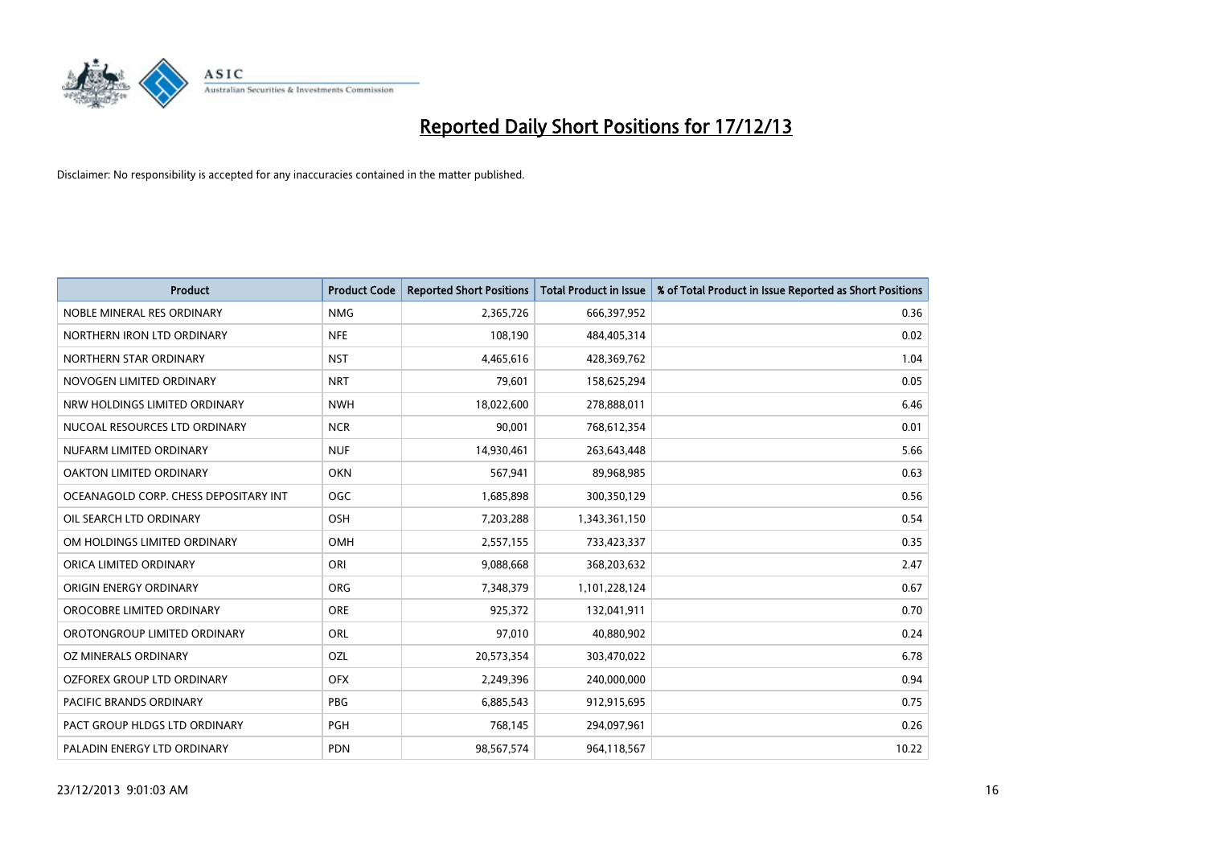# Reported Daily Short Positions for 17/12/13

Disclaimer: No responsibility is accepted for any inaccuracies contained in the matter published.

| Product | Product Code | Reported Short Positions | Total Product in Issue | % of Total Product in Issue Reported as Short Positions |
|---|---|---|---|---|
| NOBLE MINERAL RES ORDINARY | NMG | 2,365,726 | 666,397,952 | 0.36 |
| NORTHERN IRON LTD ORDINARY | NFE | 108,190 | 484,405,314 | 0.02 |
| NORTHERN STAR ORDINARY | NST | 4,465,616 | 428,369,762 | 1.04 |
| NOVOGEN LIMITED ORDINARY | NRT | 79,601 | 158,625,294 | 0.05 |
| NRW HOLDINGS LIMITED ORDINARY | NWH | 18,022,600 | 278,888,011 | 6.46 |
| NUCOAL RESOURCES LTD ORDINARY | NCR | 90,001 | 768,612,354 | 0.01 |
| NUFARM LIMITED ORDINARY | NUF | 14,930,461 | 263,643,448 | 5.66 |
| OAKTON LIMITED ORDINARY | OKN | 567,941 | 89,968,985 | 0.63 |
| OCEANAGOLD CORP. CHESS DEPOSITARY INT | OGC | 1,685,898 | 300,350,129 | 0.56 |
| OIL SEARCH LTD ORDINARY | OSH | 7,203,288 | 1,343,361,150 | 0.54 |
| OM HOLDINGS LIMITED ORDINARY | OMH | 2,557,155 | 733,423,337 | 0.35 |
| ORICA LIMITED ORDINARY | ORI | 9,088,668 | 368,203,632 | 2.47 |
| ORIGIN ENERGY ORDINARY | ORG | 7,348,379 | 1,101,228,124 | 0.67 |
| OROCOBRE LIMITED ORDINARY | ORE | 925,372 | 132,041,911 | 0.70 |
| OROTONGROUP LIMITED ORDINARY | ORL | 97,010 | 40,880,902 | 0.24 |
| OZ MINERALS ORDINARY | OZL | 20,573,354 | 303,470,022 | 6.78 |
| OZFOREX GROUP LTD ORDINARY | OFX | 2,249,396 | 240,000,000 | 0.94 |
| PACIFIC BRANDS ORDINARY | PBG | 6,885,543 | 912,915,695 | 0.75 |
| PACT GROUP HLDGS LTD ORDINARY | PGH | 768,145 | 294,097,961 | 0.26 |
| PALADIN ENERGY LTD ORDINARY | PDN | 98,567,574 | 964,118,567 | 10.22 |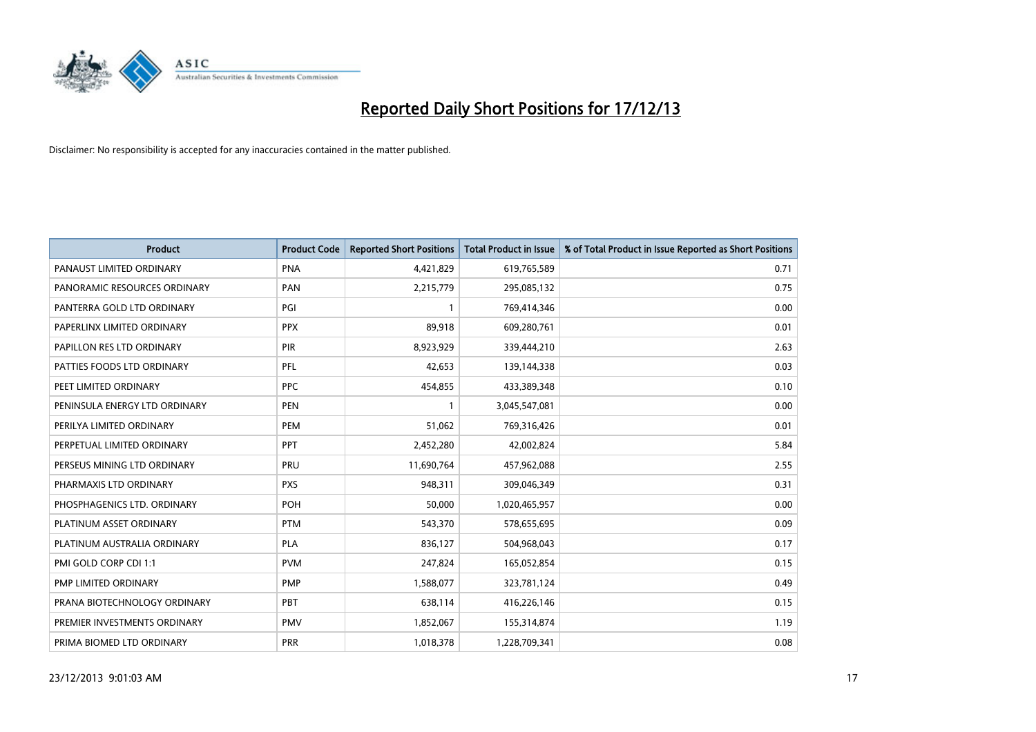# Reported Daily Short Positions for 17/12/13

Disclaimer: No responsibility is accepted for any inaccuracies contained in the matter published.

| Product | Product Code | Reported Short Positions | Total Product in Issue | % of Total Product in Issue Reported as Short Positions |
|---|---|---|---|---|
| PANAUST LIMITED ORDINARY | PNA | 4,421,829 | 619,765,589 | 0.71 |
| PANORAMIC RESOURCES ORDINARY | PAN | 2,215,779 | 295,085,132 | 0.75 |
| PANTERRA GOLD LTD ORDINARY | PGI | 1 | 769,414,346 | 0.00 |
| PAPERLINX LIMITED ORDINARY | PPX | 89,918 | 609,280,761 | 0.01 |
| PAPILLON RES LTD ORDINARY | PIR | 8,923,929 | 339,444,210 | 2.63 |
| PATTIES FOODS LTD ORDINARY | PFL | 42,653 | 139,144,338 | 0.03 |
| PEET LIMITED ORDINARY | PPC | 454,855 | 433,389,348 | 0.10 |
| PENINSULA ENERGY LTD ORDINARY | PEN | 1 | 3,045,547,081 | 0.00 |
| PERILYA LIMITED ORDINARY | PEM | 51,062 | 769,316,426 | 0.01 |
| PERPETUAL LIMITED ORDINARY | PPT | 2,452,280 | 42,002,824 | 5.84 |
| PERSEUS MINING LTD ORDINARY | PRU | 11,690,764 | 457,962,088 | 2.55 |
| PHARMAXIS LTD ORDINARY | PXS | 948,311 | 309,046,349 | 0.31 |
| PHOSPHAGENICS LTD. ORDINARY | POH | 50,000 | 1,020,465,957 | 0.00 |
| PLATINUM ASSET ORDINARY | PTM | 543,370 | 578,655,695 | 0.09 |
| PLATINUM AUSTRALIA ORDINARY | PLA | 836,127 | 504,968,043 | 0.17 |
| PMI GOLD CORP CDI 1:1 | PVM | 247,824 | 165,052,854 | 0.15 |
| PMP LIMITED ORDINARY | PMP | 1,588,077 | 323,781,124 | 0.49 |
| PRANA BIOTECHNOLOGY ORDINARY | PBT | 638,114 | 416,226,146 | 0.15 |
| PREMIER INVESTMENTS ORDINARY | PMV | 1,852,067 | 155,314,874 | 1.19 |
| PRIMA BIOMED LTD ORDINARY | PRR | 1,018,378 | 1,228,709,341 | 0.08 |

23/12/2013 9:01:03 AM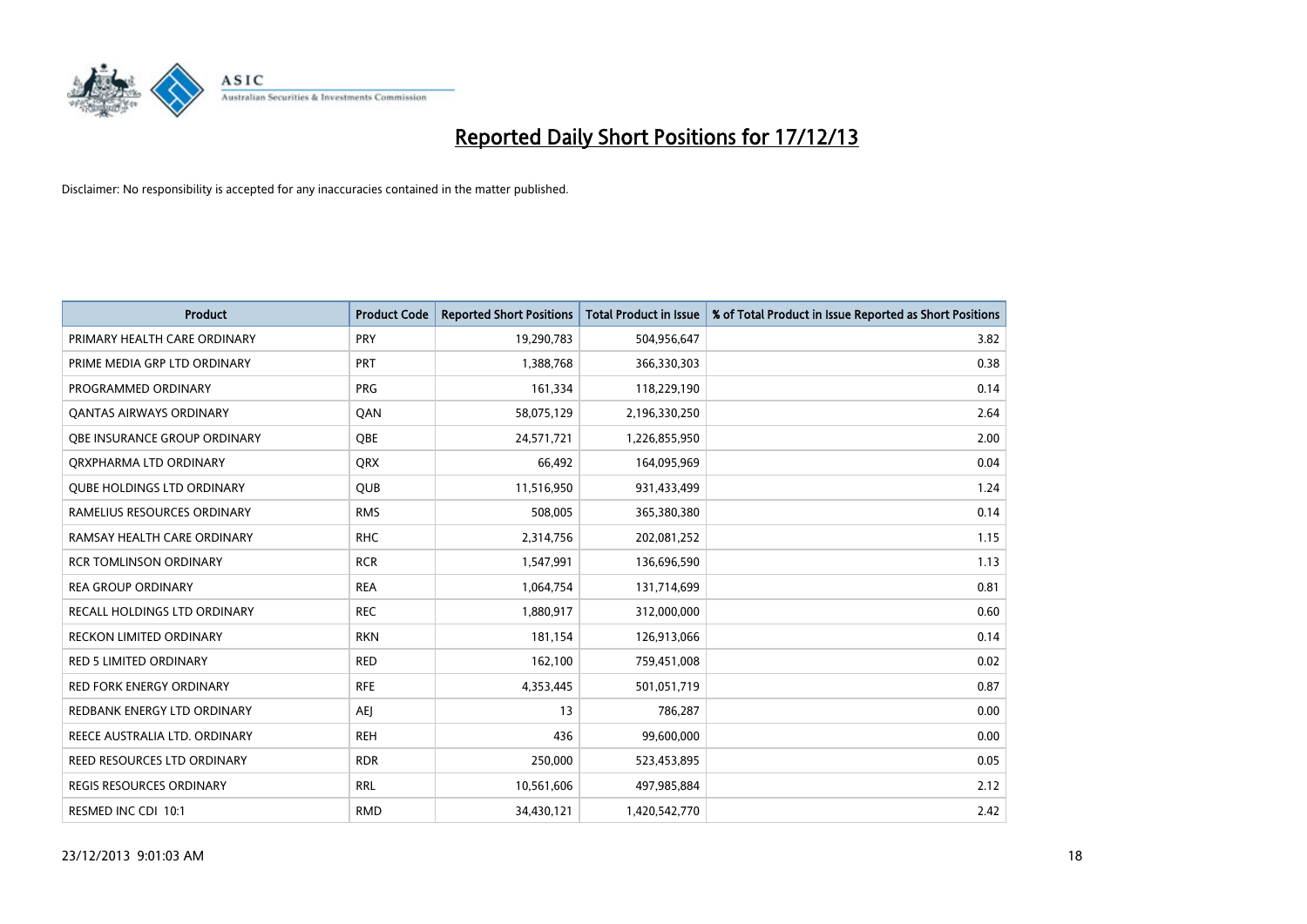# Reported Daily Short Positions for 17/12/13

Disclaimer: No responsibility is accepted for any inaccuracies contained in the matter published.

| Product | Product Code | Reported Short Positions | Total Product in Issue | % of Total Product in Issue Reported as Short Positions |
|---|---|---|---|---|
| PRIMARY HEALTH CARE ORDINARY | PRY | 19,290,783 | 504,956,647 | 3.82 |
| PRIME MEDIA GRP LTD ORDINARY | PRT | 1,388,768 | 366,330,303 | 0.38 |
| PROGRAMMED ORDINARY | PRG | 161,334 | 118,229,190 | 0.14 |
| QANTAS AIRWAYS ORDINARY | QAN | 58,075,129 | 2,196,330,250 | 2.64 |
| QBE INSURANCE GROUP ORDINARY | QBE | 24,571,721 | 1,226,855,950 | 2.00 |
| QRXPHARMA LTD ORDINARY | QRX | 66,492 | 164,095,969 | 0.04 |
| QUBE HOLDINGS LTD ORDINARY | QUB | 11,516,950 | 931,433,499 | 1.24 |
| RAMELIUS RESOURCES ORDINARY | RMS | 508,005 | 365,380,380 | 0.14 |
| RAMSAY HEALTH CARE ORDINARY | RHC | 2,314,756 | 202,081,252 | 1.15 |
| RCR TOMLINSON ORDINARY | RCR | 1,547,991 | 136,696,590 | 1.13 |
| REA GROUP ORDINARY | REA | 1,064,754 | 131,714,699 | 0.81 |
| RECALL HOLDINGS LTD ORDINARY | REC | 1,880,917 | 312,000,000 | 0.60 |
| RECKON LIMITED ORDINARY | RKN | 181,154 | 126,913,066 | 0.14 |
| RED 5 LIMITED ORDINARY | RED | 162,100 | 759,451,008 | 0.02 |
| RED FORK ENERGY ORDINARY | RFE | 4,353,445 | 501,051,719 | 0.87 |
| REDBANK ENERGY LTD ORDINARY | AEJ | 13 | 786,287 | 0.00 |
| REECE AUSTRALIA LTD. ORDINARY | REH | 436 | 99,600,000 | 0.00 |
| REED RESOURCES LTD ORDINARY | RDR | 250,000 | 523,453,895 | 0.05 |
| REGIS RESOURCES ORDINARY | RRL | 10,561,606 | 497,985,884 | 2.12 |
| RESMED INC CDI 10:1 | RMD | 34,430,121 | 1,420,542,770 | 2.42 |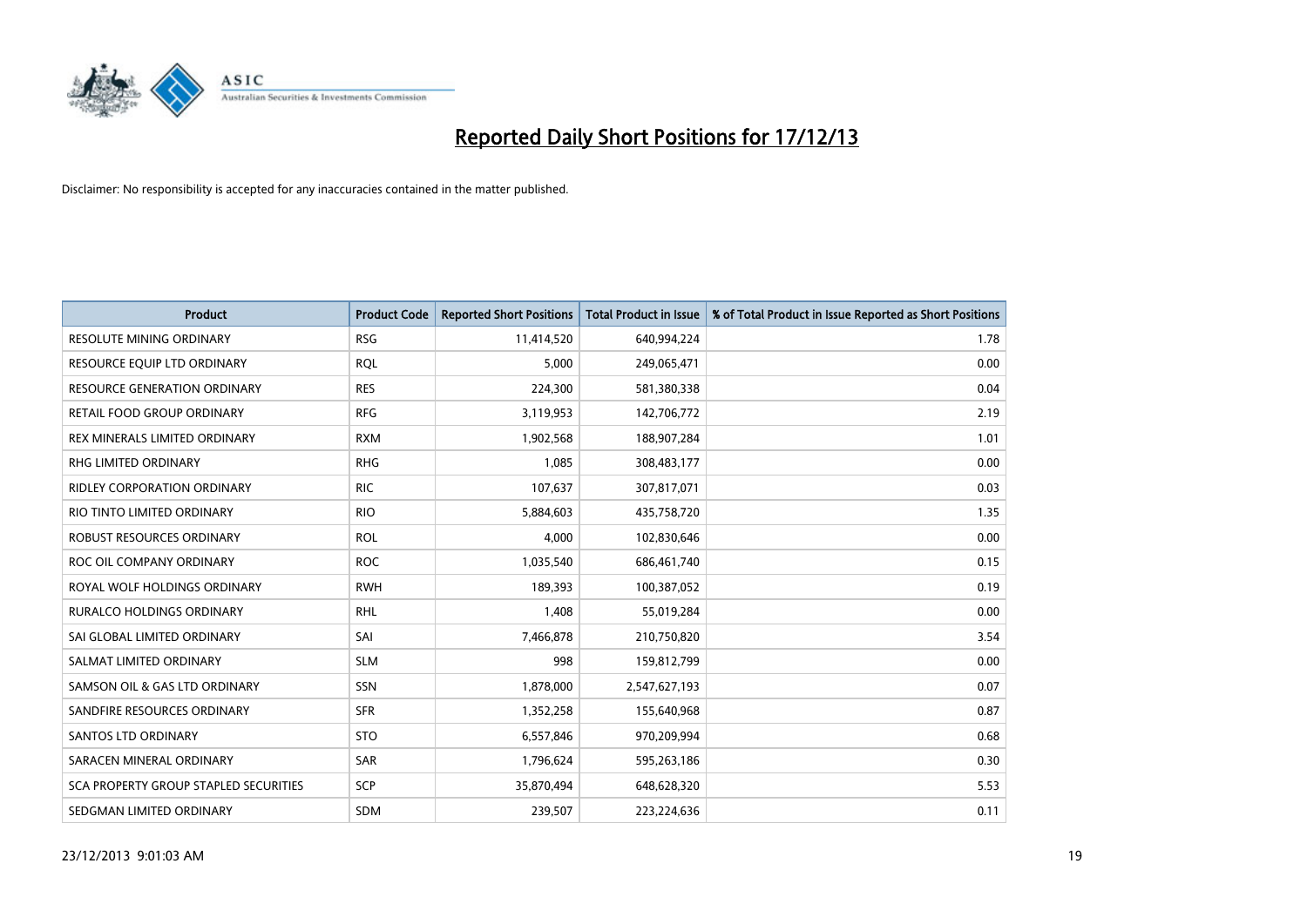# Reported Daily Short Positions for 17/12/13

Disclaimer: No responsibility is accepted for any inaccuracies contained in the matter published.

| Product | Product Code | Reported Short Positions | Total Product in Issue | % of Total Product in Issue Reported as Short Positions |
|---|---|---|---|---|
| RESOLUTE MINING ORDINARY | RSG | 11,414,520 | 640,994,224 | 1.78 |
| RESOURCE EQUIP LTD ORDINARY | RQL | 5,000 | 249,065,471 | 0.00 |
| RESOURCE GENERATION ORDINARY | RES | 224,300 | 581,380,338 | 0.04 |
| RETAIL FOOD GROUP ORDINARY | RFG | 3,119,953 | 142,706,772 | 2.19 |
| REX MINERALS LIMITED ORDINARY | RXM | 1,902,568 | 188,907,284 | 1.01 |
| RHG LIMITED ORDINARY | RHG | 1,085 | 308,483,177 | 0.00 |
| RIDLEY CORPORATION ORDINARY | RIC | 107,637 | 307,817,071 | 0.03 |
| RIO TINTO LIMITED ORDINARY | RIO | 5,884,603 | 435,758,720 | 1.35 |
| ROBUST RESOURCES ORDINARY | ROL | 4,000 | 102,830,646 | 0.00 |
| ROC OIL COMPANY ORDINARY | ROC | 1,035,540 | 686,461,740 | 0.15 |
| ROYAL WOLF HOLDINGS ORDINARY | RWH | 189,393 | 100,387,052 | 0.19 |
| RURALCO HOLDINGS ORDINARY | RHL | 1,408 | 55,019,284 | 0.00 |
| SAI GLOBAL LIMITED ORDINARY | SAI | 7,466,878 | 210,750,820 | 3.54 |
| SALMAT LIMITED ORDINARY | SLM | 998 | 159,812,799 | 0.00 |
| SAMSON OIL & GAS LTD ORDINARY | SSN | 1,878,000 | 2,547,627,193 | 0.07 |
| SANDFIRE RESOURCES ORDINARY | SFR | 1,352,258 | 155,640,968 | 0.87 |
| SANTOS LTD ORDINARY | STO | 6,557,846 | 970,209,994 | 0.68 |
| SARACEN MINERAL ORDINARY | SAR | 1,796,624 | 595,263,186 | 0.30 |
| SCA PROPERTY GROUP STAPLED SECURITIES | SCP | 35,870,494 | 648,628,320 | 5.53 |
| SEDGMAN LIMITED ORDINARY | SDM | 239,507 | 223,224,636 | 0.11 |

23/12/2013 9:01:03 AM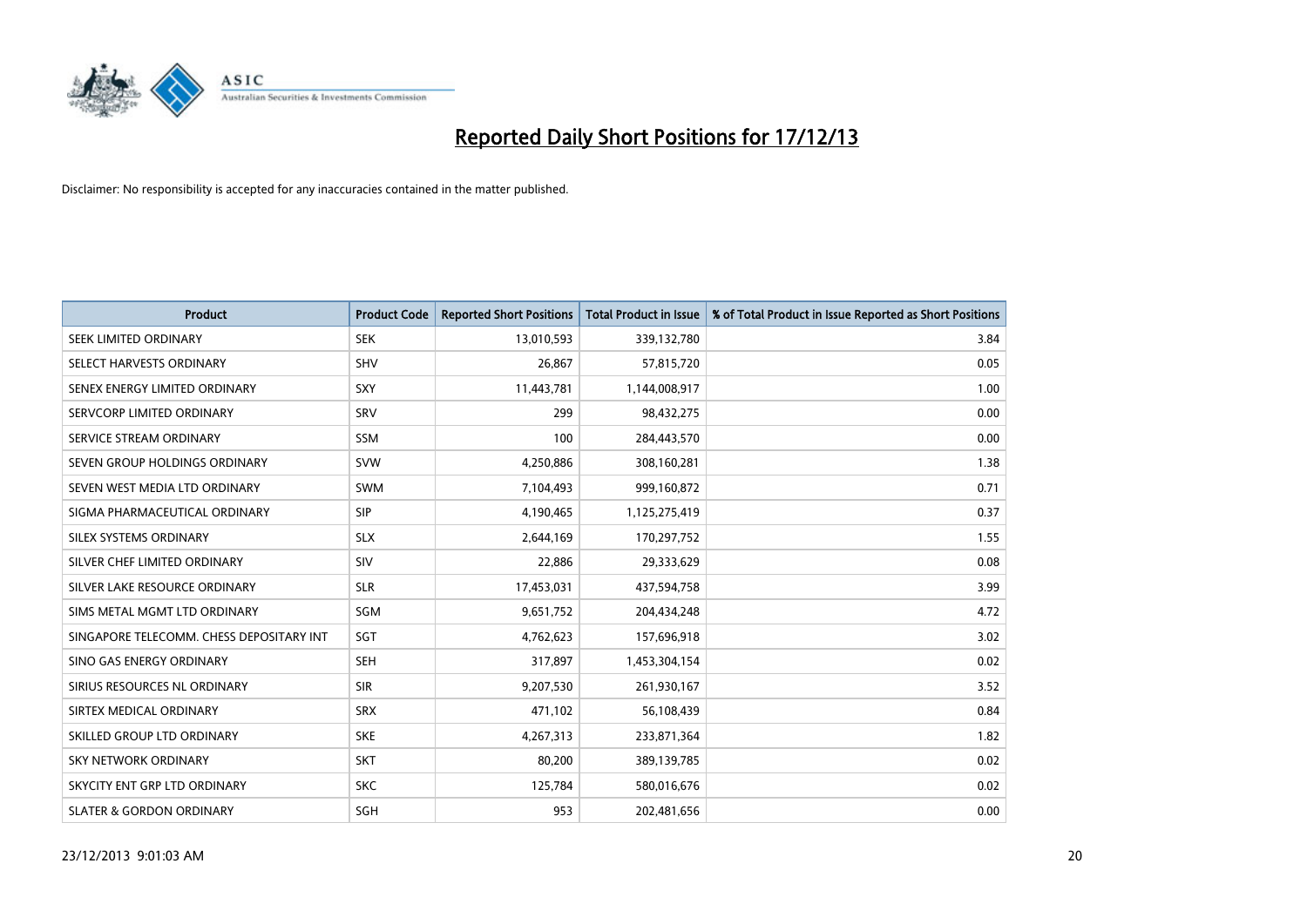# Reported Daily Short Positions for 17/12/13

Disclaimer: No responsibility is accepted for any inaccuracies contained in the matter published.

| Product | Product Code | Reported Short Positions | Total Product in Issue | % of Total Product in Issue Reported as Short Positions |
|---|---|---|---|---|
| SEEK LIMITED ORDINARY | SEK | 13,010,593 | 339,132,780 | 3.84 |
| SELECT HARVESTS ORDINARY | SHV | 26,867 | 57,815,720 | 0.05 |
| SENEX ENERGY LIMITED ORDINARY | SXY | 11,443,781 | 1,144,008,917 | 1.00 |
| SERVCORP LIMITED ORDINARY | SRV | 299 | 98,432,275 | 0.00 |
| SERVICE STREAM ORDINARY | SSM | 100 | 284,443,570 | 0.00 |
| SEVEN GROUP HOLDINGS ORDINARY | SVW | 4,250,886 | 308,160,281 | 1.38 |
| SEVEN WEST MEDIA LTD ORDINARY | SWM | 7,104,493 | 999,160,872 | 0.71 |
| SIGMA PHARMACEUTICAL ORDINARY | SIP | 4,190,465 | 1,125,275,419 | 0.37 |
| SILEX SYSTEMS ORDINARY | SLX | 2,644,169 | 170,297,752 | 1.55 |
| SILVER CHEF LIMITED ORDINARY | SIV | 22,886 | 29,333,629 | 0.08 |
| SILVER LAKE RESOURCE ORDINARY | SLR | 17,453,031 | 437,594,758 | 3.99 |
| SIMS METAL MGMT LTD ORDINARY | SGM | 9,651,752 | 204,434,248 | 4.72 |
| SINGAPORE TELECOMM. CHESS DEPOSITARY INT | SGT | 4,762,623 | 157,696,918 | 3.02 |
| SINO GAS ENERGY ORDINARY | SEH | 317,897 | 1,453,304,154 | 0.02 |
| SIRIUS RESOURCES NL ORDINARY | SIR | 9,207,530 | 261,930,167 | 3.52 |
| SIRTEX MEDICAL ORDINARY | SRX | 471,102 | 56,108,439 | 0.84 |
| SKILLED GROUP LTD ORDINARY | SKE | 4,267,313 | 233,871,364 | 1.82 |
| SKY NETWORK ORDINARY | SKT | 80,200 | 389,139,785 | 0.02 |
| SKYCITY ENT GRP LTD ORDINARY | SKC | 125,784 | 580,016,676 | 0.02 |
| SLATER & GORDON ORDINARY | SGH | 953 | 202,481,656 | 0.00 |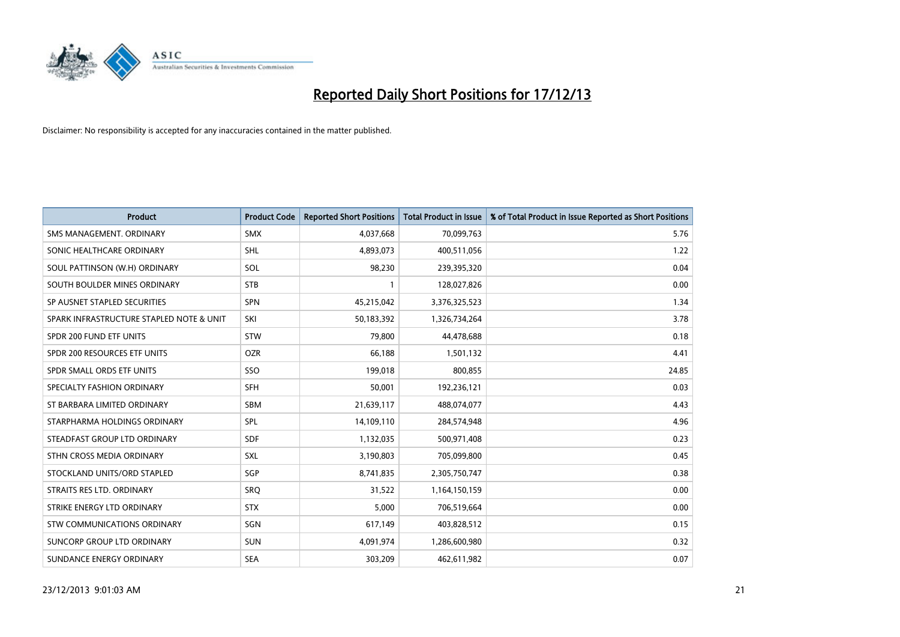# Reported Daily Short Positions for 17/12/13

Disclaimer: No responsibility is accepted for any inaccuracies contained in the matter published.

| Product | Product Code | Reported Short Positions | Total Product in Issue | % of Total Product in Issue Reported as Short Positions |
|---|---|---|---|---|
| SMS MANAGEMENT. ORDINARY | SMX | 4,037,668 | 70,099,763 | 5.76 |
| SONIC HEALTHCARE ORDINARY | SHL | 4,893,073 | 400,511,056 | 1.22 |
| SOUL PATTINSON (W.H) ORDINARY | SOL | 98,230 | 239,395,320 | 0.04 |
| SOUTH BOULDER MINES ORDINARY | STB | 1 | 128,027,826 | 0.00 |
| SP AUSNET STAPLED SECURITIES | SPN | 45,215,042 | 3,376,325,523 | 1.34 |
| SPARK INFRASTRUCTURE STAPLED NOTE & UNIT | SKI | 50,183,392 | 1,326,734,264 | 3.78 |
| SPDR 200 FUND ETF UNITS | STW | 79,800 | 44,478,688 | 0.18 |
| SPDR 200 RESOURCES ETF UNITS | OZR | 66,188 | 1,501,132 | 4.41 |
| SPDR SMALL ORDS ETF UNITS | SSO | 199,018 | 800,855 | 24.85 |
| SPECIALTY FASHION ORDINARY | SFH | 50,001 | 192,236,121 | 0.03 |
| ST BARBARA LIMITED ORDINARY | SBM | 21,639,117 | 488,074,077 | 4.43 |
| STARPHARMA HOLDINGS ORDINARY | SPL | 14,109,110 | 284,574,948 | 4.96 |
| STEADFAST GROUP LTD ORDINARY | SDF | 1,132,035 | 500,971,408 | 0.23 |
| STHN CROSS MEDIA ORDINARY | SXL | 3,190,803 | 705,099,800 | 0.45 |
| STOCKLAND UNITS/ORD STAPLED | SGP | 8,741,835 | 2,305,750,747 | 0.38 |
| STRAITS RES LTD. ORDINARY | SRQ | 31,522 | 1,164,150,159 | 0.00 |
| STRIKE ENERGY LTD ORDINARY | STX | 5,000 | 706,519,664 | 0.00 |
| STW COMMUNICATIONS ORDINARY | SGN | 617,149 | 403,828,512 | 0.15 |
| SUNCORP GROUP LTD ORDINARY | SUN | 4,091,974 | 1,286,600,980 | 0.32 |
| SUNDANCE ENERGY ORDINARY | SEA | 303,209 | 462,611,982 | 0.07 |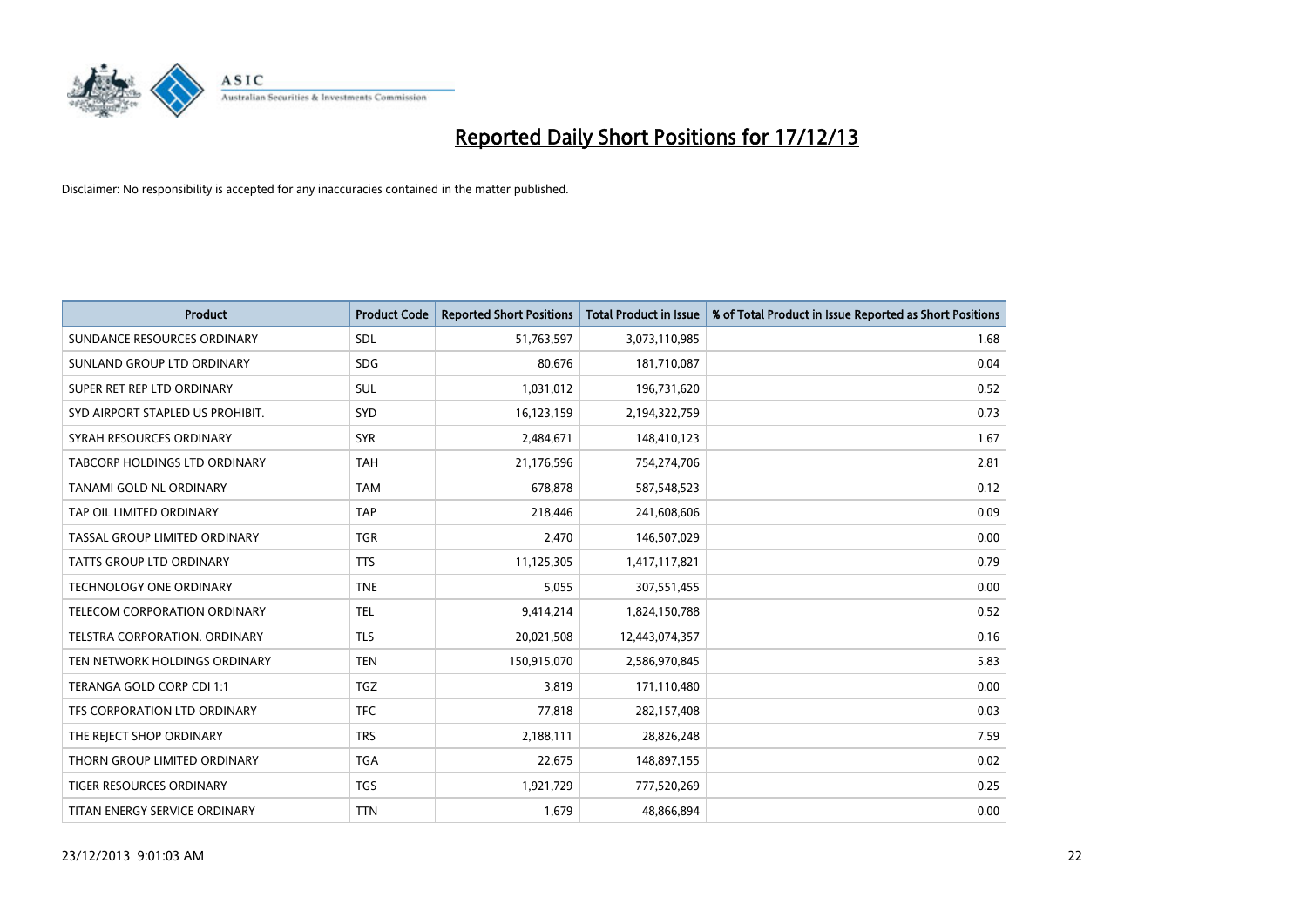# Reported Daily Short Positions for 17/12/13

Disclaimer: No responsibility is accepted for any inaccuracies contained in the matter published.

| Product | Product Code | Reported Short Positions | Total Product in Issue | % of Total Product in Issue Reported as Short Positions |
|---|---|---|---|---|
| SUNDANCE RESOURCES ORDINARY | SDL | 51,763,597 | 3,073,110,985 | 1.68 |
| SUNLAND GROUP LTD ORDINARY | SDG | 80,676 | 181,710,087 | 0.04 |
| SUPER RET REP LTD ORDINARY | SUL | 1,031,012 | 196,731,620 | 0.52 |
| SYD AIRPORT STAPLED US PROHIBIT. | SYD | 16,123,159 | 2,194,322,759 | 0.73 |
| SYRAH RESOURCES ORDINARY | SYR | 2,484,671 | 148,410,123 | 1.67 |
| TABCORP HOLDINGS LTD ORDINARY | TAH | 21,176,596 | 754,274,706 | 2.81 |
| TANAMI GOLD NL ORDINARY | TAM | 678,878 | 587,548,523 | 0.12 |
| TAP OIL LIMITED ORDINARY | TAP | 218,446 | 241,608,606 | 0.09 |
| TASSAL GROUP LIMITED ORDINARY | TGR | 2,470 | 146,507,029 | 0.00 |
| TATTS GROUP LTD ORDINARY | TTS | 11,125,305 | 1,417,117,821 | 0.79 |
| TECHNOLOGY ONE ORDINARY | TNE | 5,055 | 307,551,455 | 0.00 |
| TELECOM CORPORATION ORDINARY | TEL | 9,414,214 | 1,824,150,788 | 0.52 |
| TELSTRA CORPORATION. ORDINARY | TLS | 20,021,508 | 12,443,074,357 | 0.16 |
| TEN NETWORK HOLDINGS ORDINARY | TEN | 150,915,070 | 2,586,970,845 | 5.83 |
| TERANGA GOLD CORP CDI 1:1 | TGZ | 3,819 | 171,110,480 | 0.00 |
| TFS CORPORATION LTD ORDINARY | TFC | 77,818 | 282,157,408 | 0.03 |
| THE REJECT SHOP ORDINARY | TRS | 2,188,111 | 28,826,248 | 7.59 |
| THORN GROUP LIMITED ORDINARY | TGA | 22,675 | 148,897,155 | 0.02 |
| TIGER RESOURCES ORDINARY | TGS | 1,921,729 | 777,520,269 | 0.25 |
| TITAN ENERGY SERVICE ORDINARY | TTN | 1,679 | 48,866,894 | 0.00 |

23/12/2013 9:01:03 AM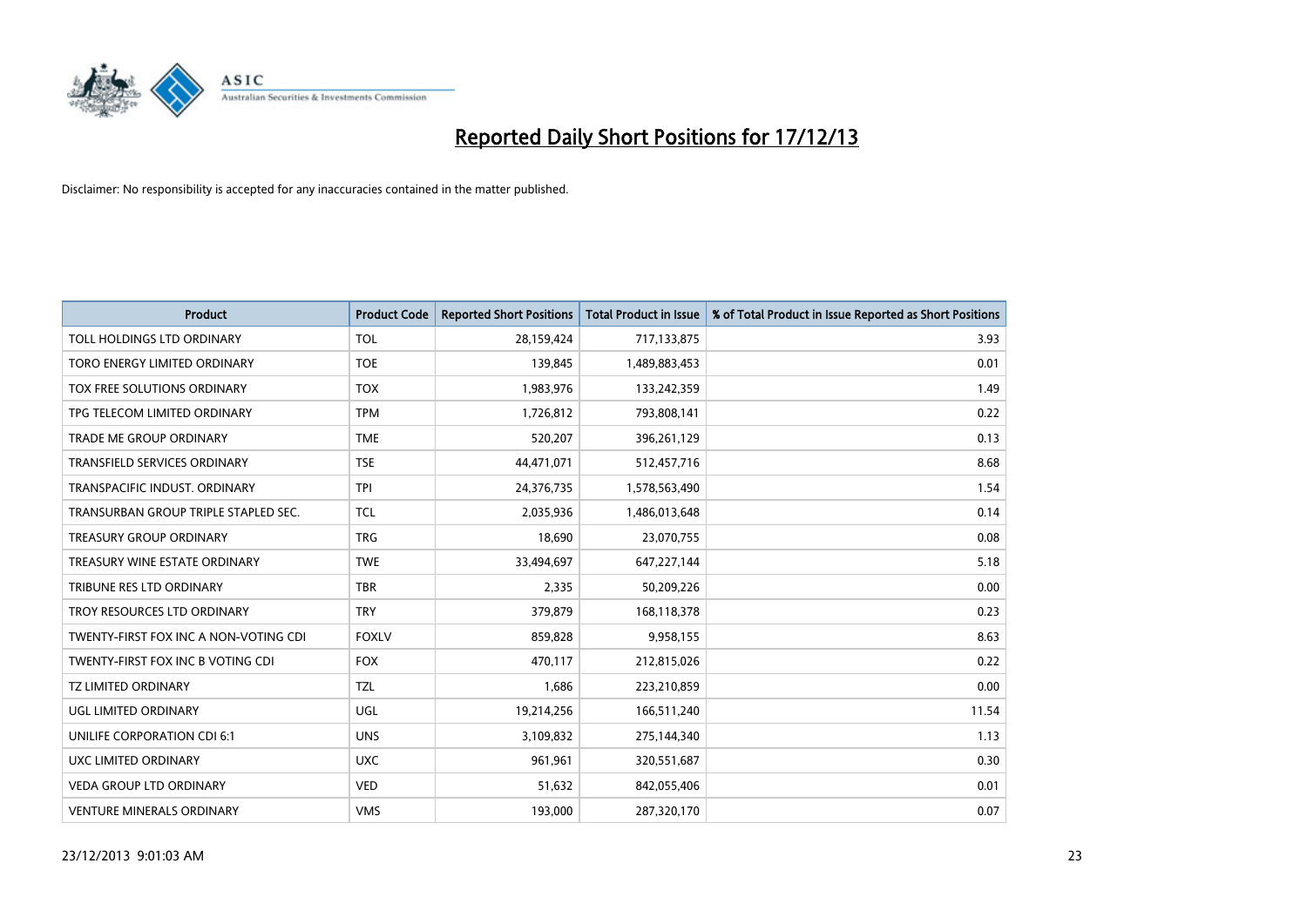# Reported Daily Short Positions for 17/12/13

Disclaimer: No responsibility is accepted for any inaccuracies contained in the matter published.

| Product | Product Code | Reported Short Positions | Total Product in Issue | % of Total Product in Issue Reported as Short Positions |
|---|---|---|---|---|
| TOLL HOLDINGS LTD ORDINARY | TOL | 28,159,424 | 717,133,875 | 3.93 |
| TORO ENERGY LIMITED ORDINARY | TOE | 139,845 | 1,489,883,453 | 0.01 |
| TOX FREE SOLUTIONS ORDINARY | TOX | 1,983,976 | 133,242,359 | 1.49 |
| TPG TELECOM LIMITED ORDINARY | TPM | 1,726,812 | 793,808,141 | 0.22 |
| TRADE ME GROUP ORDINARY | TME | 520,207 | 396,261,129 | 0.13 |
| TRANSFIELD SERVICES ORDINARY | TSE | 44,471,071 | 512,457,716 | 8.68 |
| TRANSPACIFIC INDUST. ORDINARY | TPI | 24,376,735 | 1,578,563,490 | 1.54 |
| TRANSURBAN GROUP TRIPLE STAPLED SEC. | TCL | 2,035,936 | 1,486,013,648 | 0.14 |
| TREASURY GROUP ORDINARY | TRG | 18,690 | 23,070,755 | 0.08 |
| TREASURY WINE ESTATE ORDINARY | TWE | 33,494,697 | 647,227,144 | 5.18 |
| TRIBUNE RES LTD ORDINARY | TBR | 2,335 | 50,209,226 | 0.00 |
| TROY RESOURCES LTD ORDINARY | TRY | 379,879 | 168,118,378 | 0.23 |
| TWENTY-FIRST FOX INC A NON-VOTING CDI | FOXLV | 859,828 | 9,958,155 | 8.63 |
| TWENTY-FIRST FOX INC B VOTING CDI | FOX | 470,117 | 212,815,026 | 0.22 |
| TZ LIMITED ORDINARY | TZL | 1,686 | 223,210,859 | 0.00 |
| UGL LIMITED ORDINARY | UGL | 19,214,256 | 166,511,240 | 11.54 |
| UNILIFE CORPORATION CDI 6:1 | UNS | 3,109,832 | 275,144,340 | 1.13 |
| UXC LIMITED ORDINARY | UXC | 961,961 | 320,551,687 | 0.30 |
| VEDA GROUP LTD ORDINARY | VED | 51,632 | 842,055,406 | 0.01 |
| VENTURE MINERALS ORDINARY | VMS | 193,000 | 287,320,170 | 0.07 |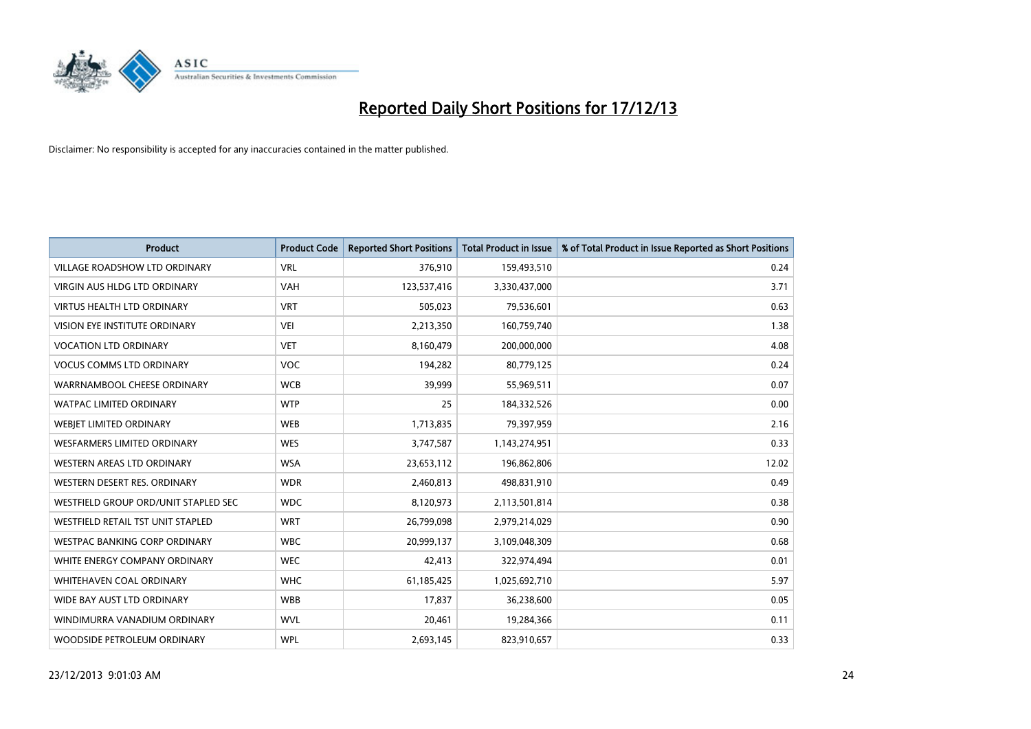# Reported Daily Short Positions for 17/12/13

Disclaimer: No responsibility is accepted for any inaccuracies contained in the matter published.

| Product | Product Code | Reported Short Positions | Total Product in Issue | % of Total Product in Issue Reported as Short Positions |
|---|---|---|---|---|
| VILLAGE ROADSHOW LTD ORDINARY | VRL | 376,910 | 159,493,510 | 0.24 |
| VIRGIN AUS HLDG LTD ORDINARY | VAH | 123,537,416 | 3,330,437,000 | 3.71 |
| VIRTUS HEALTH LTD ORDINARY | VRT | 505,023 | 79,536,601 | 0.63 |
| VISION EYE INSTITUTE ORDINARY | VEI | 2,213,350 | 160,759,740 | 1.38 |
| VOCATION LTD ORDINARY | VET | 8,160,479 | 200,000,000 | 4.08 |
| VOCUS COMMS LTD ORDINARY | VOC | 194,282 | 80,779,125 | 0.24 |
| WARRNAMBOOL CHEESE ORDINARY | WCB | 39,999 | 55,969,511 | 0.07 |
| WATPAC LIMITED ORDINARY | WTP | 25 | 184,332,526 | 0.00 |
| WEBJET LIMITED ORDINARY | WEB | 1,713,835 | 79,397,959 | 2.16 |
| WESFARMERS LIMITED ORDINARY | WES | 3,747,587 | 1,143,274,951 | 0.33 |
| WESTERN AREAS LTD ORDINARY | WSA | 23,653,112 | 196,862,806 | 12.02 |
| WESTERN DESERT RES. ORDINARY | WDR | 2,460,813 | 498,831,910 | 0.49 |
| WESTFIELD GROUP ORD/UNIT STAPLED SEC | WDC | 8,120,973 | 2,113,501,814 | 0.38 |
| WESTFIELD RETAIL TST UNIT STAPLED | WRT | 26,799,098 | 2,979,214,029 | 0.90 |
| WESTPAC BANKING CORP ORDINARY | WBC | 20,999,137 | 3,109,048,309 | 0.68 |
| WHITE ENERGY COMPANY ORDINARY | WEC | 42,413 | 322,974,494 | 0.01 |
| WHITEHAVEN COAL ORDINARY | WHC | 61,185,425 | 1,025,692,710 | 5.97 |
| WIDE BAY AUST LTD ORDINARY | WBB | 17,837 | 36,238,600 | 0.05 |
| WINDIMURRA VANADIUM ORDINARY | WVL | 20,461 | 19,284,366 | 0.11 |
| WOODSIDE PETROLEUM ORDINARY | WPL | 2,693,145 | 823,910,657 | 0.33 |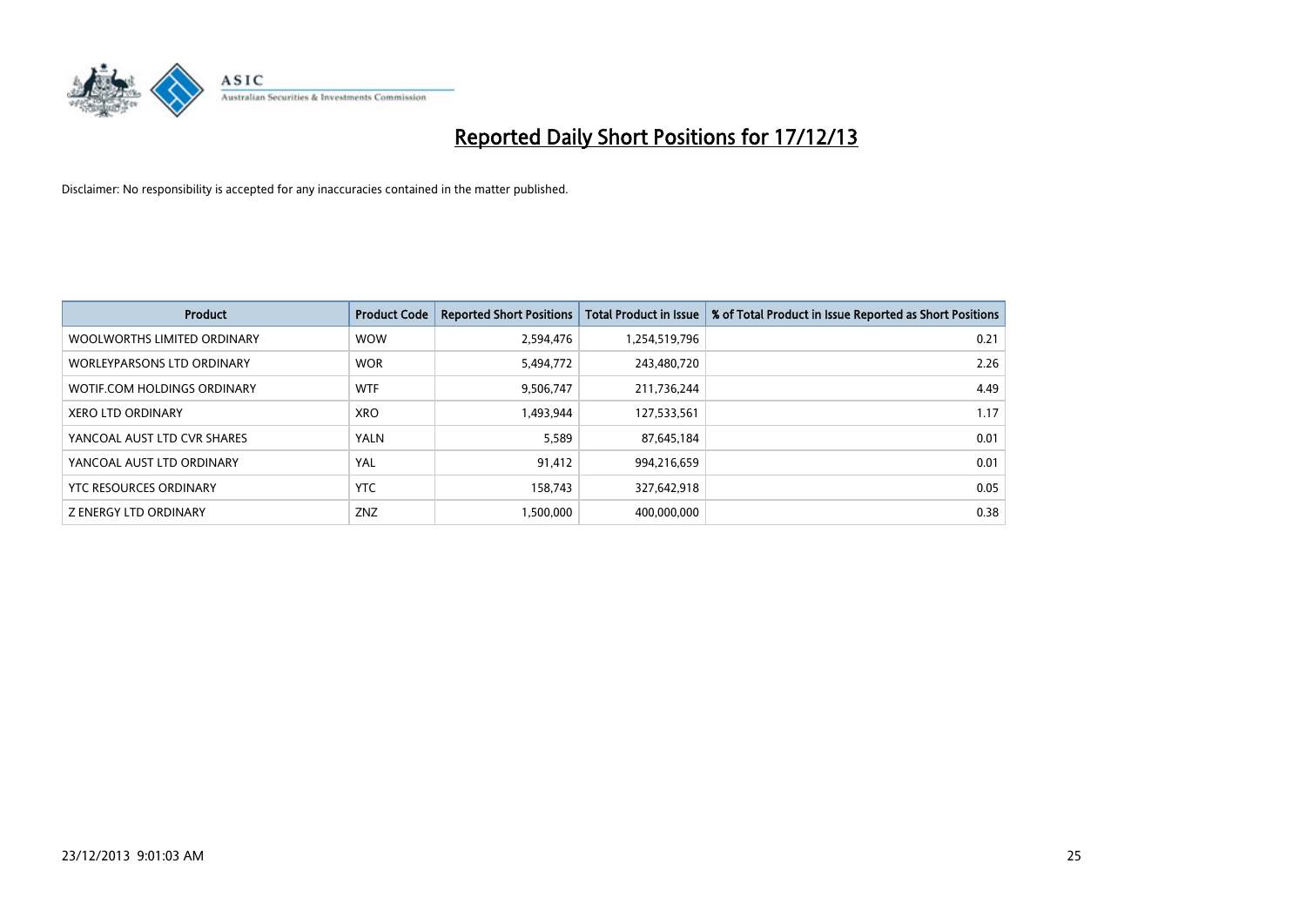# Reported Daily Short Positions for 17/12/13

Disclaimer: No responsibility is accepted for any inaccuracies contained in the matter published.

| Product | Product Code | Reported Short Positions | Total Product in Issue | % of Total Product in Issue Reported as Short Positions |
|---|---|---|---|---|
| WOOLWORTHS LIMITED ORDINARY | WOW | 2,594,476 | 1,254,519,796 | 0.21 |
| WORLEYPARSONS LTD ORDINARY | WOR | 5,494,772 | 243,480,720 | 2.26 |
| WOTIF.COM HOLDINGS ORDINARY | WTF | 9,506,747 | 211,736,244 | 4.49 |
| XERO LTD ORDINARY | XRO | 1,493,944 | 127,533,561 | 1.17 |
| YANCOAL AUST LTD CVR SHARES | YALN | 5,589 | 87,645,184 | 0.01 |
| YANCOAL AUST LTD ORDINARY | YAL | 91,412 | 994,216,659 | 0.01 |
| YTC RESOURCES ORDINARY | YTC | 158,743 | 327,642,918 | 0.05 |
| Z ENERGY LTD ORDINARY | ZNZ | 1,500,000 | 400,000,000 | 0.38 |